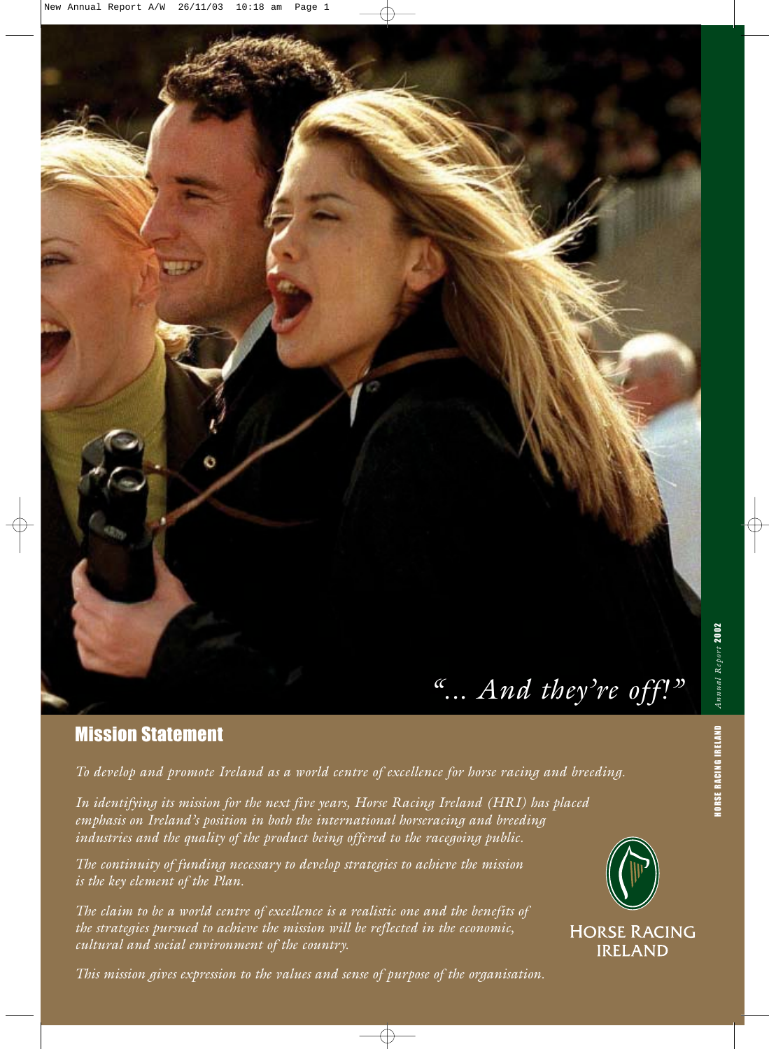*"... And they're off!"*

Horse Racing Ireland

*Annual Report* 2002

## Mission Statement

*To develop and promote Ireland as a world centre of excellence for horse racing and breeding.*

*In identifying its mission for the next five years, Horse Racing Ireland (HRI) has placed emphasis on Ireland's position in both the international horseracing and breeding industries and the quality of the product being offered to the racegoing public.*

*The continuity of funding necessary to develop strategies to achieve the mission is the key element of the Plan.*

*The claim to be a world centre of excellence is a realistic one and the benefits of the strategies pursued to achieve the mission will be reflected in the economic, cultural and social environment of the country.*

*This mission gives expression to the values and sense of purpose of the organisation.*

HORSE RACING IRELAND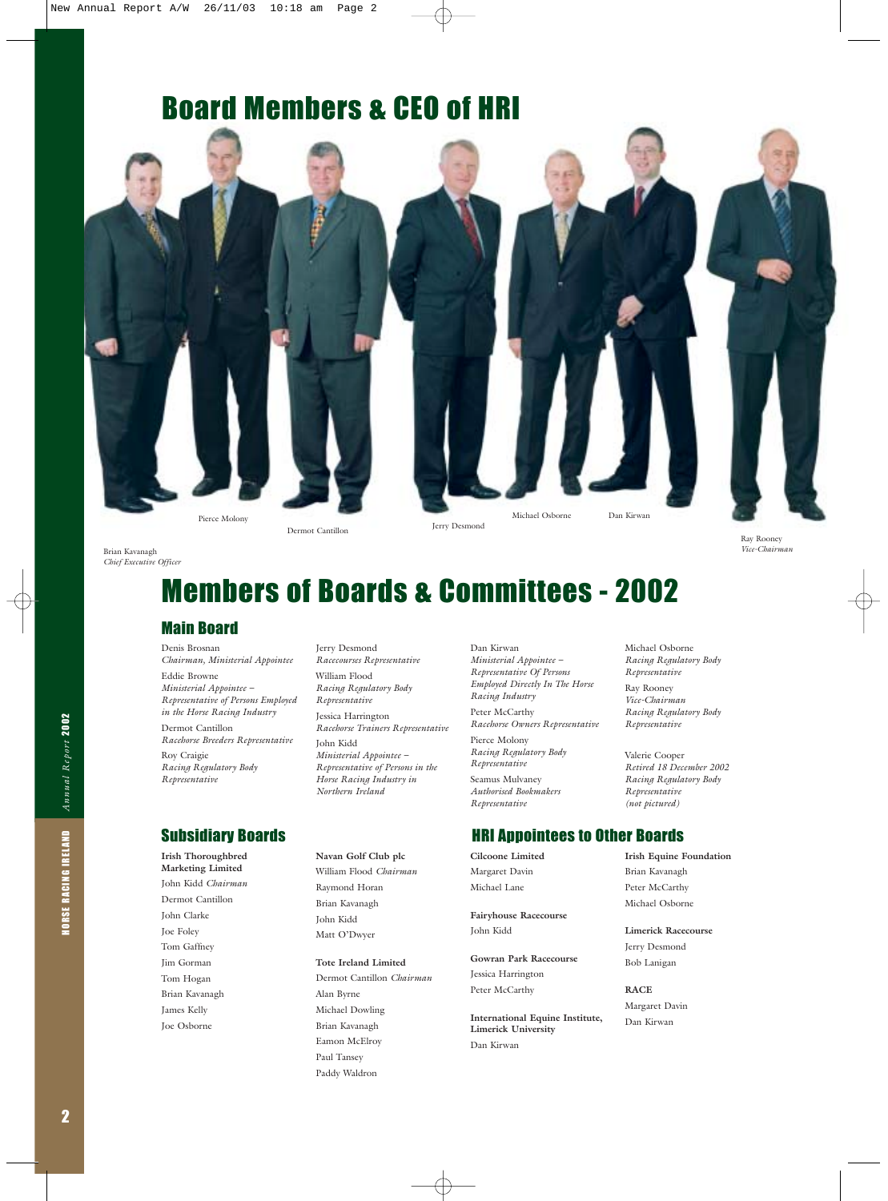# Board Members & CEO of HRI

Pierce Molony

Dermot Cantillon

Jerry Desmond

Michael Osborne

Dan Kirwan

Brian Kavanagh
*Chief Executive Officer*

Ray Rooney
*Vice-Chairman*

# Members of Boards & Committees - 2002

## Main Board

Denis Brosnan
*Chairman, Ministerial Appointee*

Eddie Browne
*Ministerial Appointee – Representative of Persons Employed in the Horse Racing Industry*

Dermot Cantillon
*Racehorse Breeders Representative*

Roy Craigie
*Racing Regulatory Body Representative*

Jerry Desmond
*Racecourses Representative*

William Flood
*Racing Regulatory Body Representative*

Jessica Harrington
*Racehorse Trainers Representative*

John Kidd
*Ministerial Appointee – Representative of Persons in the Horse Racing Industry in Northern Ireland*

Dan Kirwan
*Ministerial Appointee – Representative Of Persons Employed Directly In The Horse Racing Industry*

Peter McCarthy
*Racehorse Owners Representative*

Pierce Molony
*Racing Regulatory Body Representative*

Seamus Mulvaney
*Authorised Bookmakers Representative*

Michael Osborne
*Racing Regulatory Body Representative*

Ray Rooney
*Vice-Chairman*
*Racing Regulatory Body Representative*

Valerie Cooper
*Retired 18 December 2002*
*Racing Regulatory Body Representative*
*(not pictured)*

## Subsidiary Boards

**Irish Thoroughbred Marketing Limited**
John Kidd *Chairman*
Dermot Cantillon
John Clarke
Joe Foley
Tom Gaffney
Jim Gorman
Tom Hogan
Brian Kavanagh
James Kelly
Joe Osborne

**Navan Golf Club plc**
William Flood *Chairman*
Raymond Horan
Brian Kavanagh
John Kidd
Matt O'Dwyer

**Tote Ireland Limited**
Dermot Cantillon *Chairman*
Alan Byrne
Michael Dowling
Brian Kavanagh
Eamon McElroy
Paul Tansey
Paddy Waldron

## HRI Appointees to Other Boards

**Cilcoone Limited**
Margaret Davin
Michael Lane

**Fairyhouse Racecourse**
John Kidd

**Gowran Park Racecourse**
Jessica Harrington
Peter McCarthy

**International Equine Institute, Limerick University**
Dan Kirwan

**Irish Equine Foundation**
Brian Kavanagh
Peter McCarthy
Michael Osborne

**Limerick Racecourse**
Jerry Desmond
Bob Lanigan

**RACE**
Margaret Davin
Dan Kirwan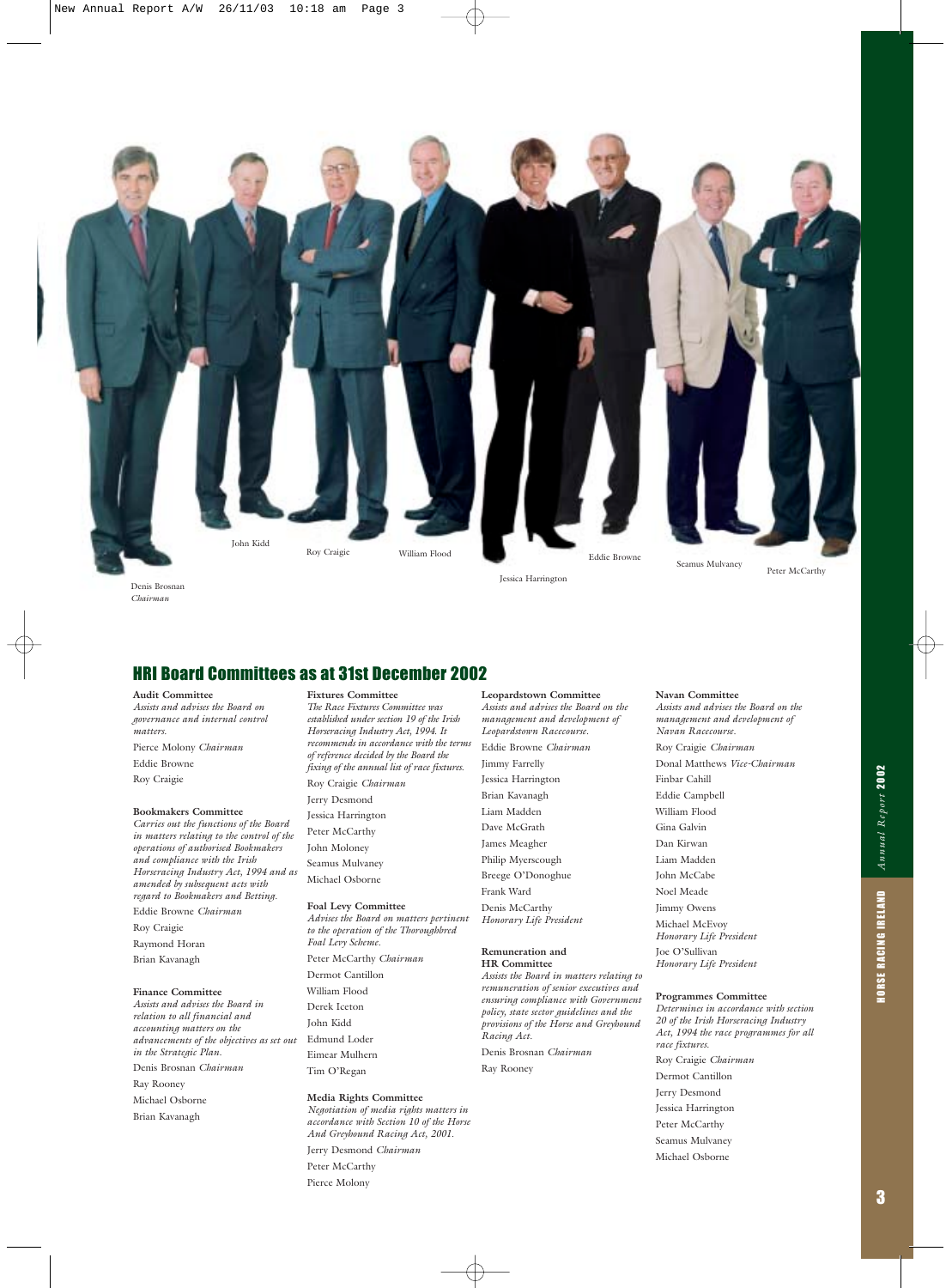John Kidd

Roy Craigie

William Flood

Eddie Browne

Seamus Mulvaney

Peter McCarthy

Denis Brosnan
*Chairman*

Jessica Harrington

## HRI Board Committees as at 31st December 2002

**Audit Committee**
*Assists and advises the Board on governance and internal control matters.*

Pierce Molony *Chairman*
Eddie Browne
Roy Craigie

**Bookmakers Committee**
*Carries out the functions of the Board in matters relating to the control of the operations of authorised Bookmakers and compliance with the Irish Horseracing Industry Act, 1994 and as amended by subsequent acts with regard to Bookmakers and Betting.*

Eddie Browne *Chairman*
Roy Craigie
Raymond Horan
Brian Kavanagh

**Finance Committee**
*Assists and advises the Board in relation to all financial and accounting matters on the advancements of the objectives as set out in the Strategic Plan.*

Denis Brosnan *Chairman*
Ray Rooney
Michael Osborne
Brian Kavanagh

**Fixtures Committee**
*The Race Fixtures Committee was established under section 19 of the Irish Horseracing Industry Act, 1994. It recommends in accordance with the terms of reference decided by the Board the fixing of the annual list of race fixtures.*

Roy Craigie *Chairman*
Jerry Desmond
Jessica Harrington
Peter McCarthy
John Moloney
Seamus Mulvaney
Michael Osborne

**Foal Levy Committee**
*Advises the Board on matters pertinent to the operation of the Thoroughbred Foal Levy Scheme.*

Peter McCarthy *Chairman*
Dermot Cantillon
William Flood
Derek Iceton
John Kidd
Eimear Mulhern
Tim O'Regan

**Media Rights Committee**
*Negotiation of media rights matters in accordance with Section 10 of the Horse And Greyhound Racing Act, 2001.*

Jerry Desmond *Chairman*
Peter McCarthy
Pierce Molony

**Leopardstown Committee**
*Assists and advises the Board on the management and development of Leopardstown Racecourse.*

Eddie Browne *Chairman*
Jimmy Farrelly
Jessica Harrington
Brian Kavanagh
Liam Madden
Dave McGrath
James Meagher
Philip Myerscough
Breege O'Donoghue
Frank Ward
Denis McCarthy
*Honorary Life President*

**Remuneration and HR Committee**
*Assists the Board in matters relating to remuneration of senior executives and ensuring compliance with Government policy, state sector guidelines and the provisions of the Horse and Greyhound Racing Act.*

Denis Brosnan *Chairman*
Ray Rooney

**Navan Committee**
*Assists and advises the Board on the management and development of Navan Racecourse.*

Roy Craigie *Chairman*
Donal Matthews *Vice-Chairman*
Finbar Cahill
Eddie Campbell
William Flood
Gina Galvin
Dan Kirwan
Liam Madden
John McCabe
Noel Meade
Jimmy Owens
Michael McEvoy
*Honorary Life President*
Joe O'Sullivan
*Honorary Life President*

**Programmes Committee**
*Determines in accordance with section 20 of the Irish Horseracing Industry Act, 1994 the race programmes for all race fixtures.*

Roy Craigie *Chairman*
Dermot Cantillon
Jerry Desmond
Jessica Harrington
Peter McCarthy
Seamus Mulvaney
Michael Osborne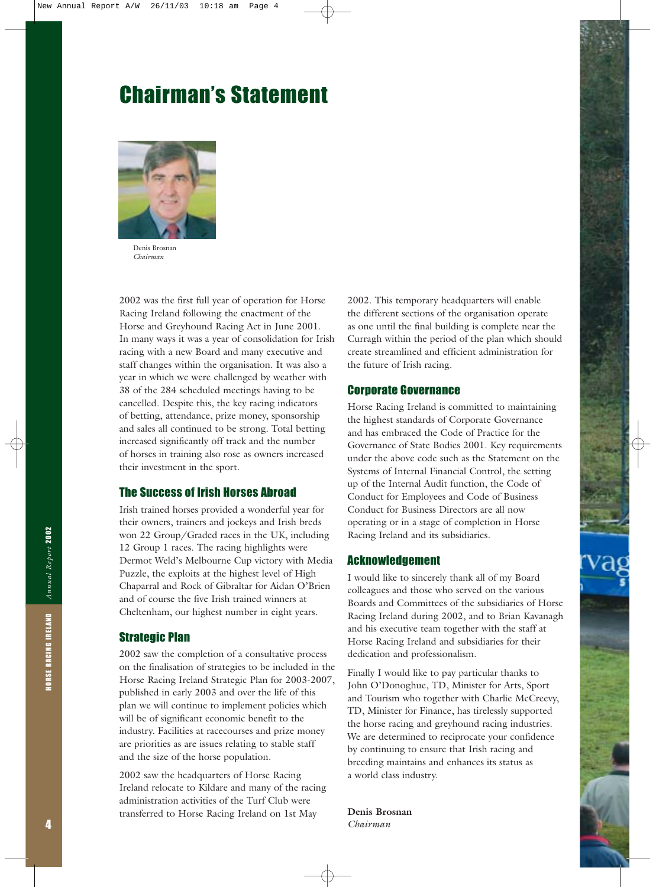# Chairman's Statement

Denis Brosnan
*Chairman*

2002 was the first full year of operation for Horse Racing Ireland following the enactment of the Horse and Greyhound Racing Act in June 2001. In many ways it was a year of consolidation for Irish racing with a new Board and many executive and staff changes within the organisation. It was also a year in which we were challenged by weather with 38 of the 284 scheduled meetings having to be cancelled. Despite this, the key racing indicators of betting, attendance, prize money, sponsorship and sales all continued to be strong. Total betting increased significantly off track and the number of horses in training also rose as owners increased their investment in the sport.

## The Success of Irish Horses Abroad

Irish trained horses provided a wonderful year for their owners, trainers and jockeys and Irish breds won 22 Group/Graded races in the UK, including 12 Group 1 races. The racing highlights were Dermot Weld's Melbourne Cup victory with Media Puzzle, the exploits at the highest level of High Chaparral and Rock of Gibraltar for Aidan O'Brien and of course the five Irish trained winners at Cheltenham, our highest number in eight years.

## Strategic Plan

2002 saw the completion of a consultative process on the finalisation of strategies to be included in the Horse Racing Ireland Strategic Plan for 2003-2007, published in early 2003 and over the life of this plan we will continue to implement policies which will be of significant economic benefit to the industry. Facilities at racecourses and prize money are priorities as are issues relating to stable staff and the size of the horse population.

2002 saw the headquarters of Horse Racing Ireland relocate to Kildare and many of the racing administration activities of the Turf Club were transferred to Horse Racing Ireland on 1st May 2002. This temporary headquarters will enable the different sections of the organisation operate as one until the final building is complete near the Curragh within the period of the plan which should create streamlined and efficient administration for the future of Irish racing.

## Corporate Governance

Horse Racing Ireland is committed to maintaining the highest standards of Corporate Governance and has embraced the Code of Practice for the Governance of State Bodies 2001. Key requirements under the above code such as the Statement on the Systems of Internal Financial Control, the setting up of the Internal Audit function, the Code of Conduct for Employees and Code of Business Conduct for Business Directors are all now operating or in a stage of completion in Horse Racing Ireland and its subsidiaries.

## Acknowledgement

I would like to sincerely thank all of my Board colleagues and those who served on the various Boards and Committees of the subsidiaries of Horse Racing Ireland during 2002, and to Brian Kavanagh and his executive team together with the staff at Horse Racing Ireland and subsidiaries for their dedication and professionalism.

Finally I would like to pay particular thanks to John O'Donoghue, TD, Minister for Arts, Sport and Tourism who together with Charlie McCreevy, TD, Minister for Finance, has tirelessly supported the horse racing and greyhound racing industries. We are determined to reciprocate your confidence by continuing to ensure that Irish racing and breeding maintains and enhances its status as a world class industry.

**Denis Brosnan**
*Chairman*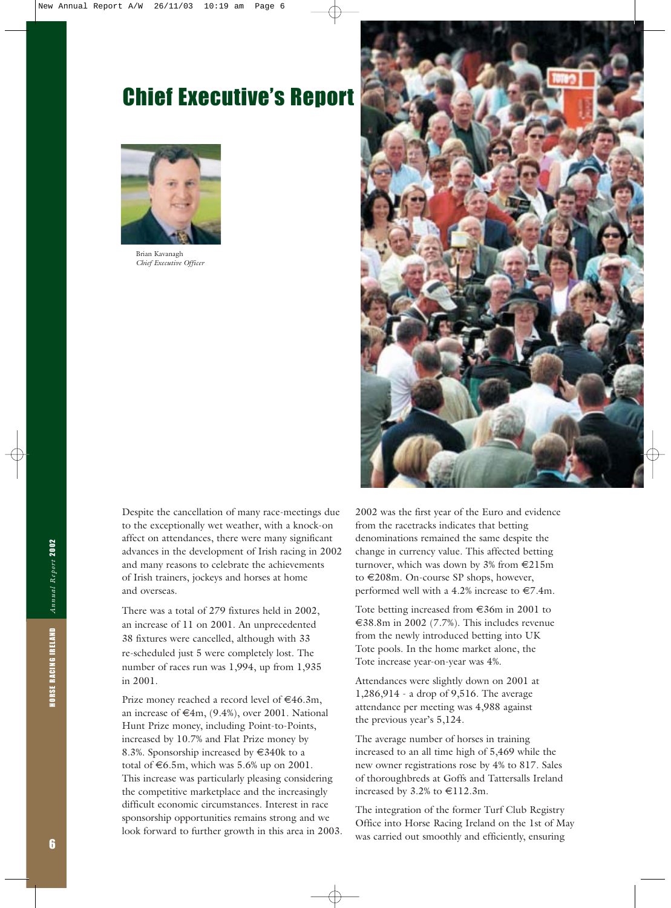# Chief Executive's Report

Brian Kavanagh
*Chief Executive Officer*

Despite the cancellation of many race-meetings due to the exceptionally wet weather, with a knock-on affect on attendances, there were many significant advances in the development of Irish racing in 2002 and many reasons to celebrate the achievements of Irish trainers, jockeys and horses at home and overseas.

There was a total of 279 fixtures held in 2002, an increase of 11 on 2001. An unprecedented 38 fixtures were cancelled, although with 33 re-scheduled just 5 were completely lost. The number of races run was 1,994, up from 1,935 in 2001.

Prize money reached a record level of €46.3m, an increase of €4m, (9.4%), over 2001. National Hunt Prize money, including Point-to-Points, increased by 10.7% and Flat Prize money by 8.3%. Sponsorship increased by €340k to a total of €6.5m, which was 5.6% up on 2001. This increase was particularly pleasing considering the competitive marketplace and the increasingly difficult economic circumstances. Interest in race sponsorship opportunities remains strong and we look forward to further growth in this area in 2003.

2002 was the first year of the Euro and evidence from the racetracks indicates that betting denominations remained the same despite the change in currency value. This affected betting turnover, which was down by 3% from €215m to €208m. On-course SP shops, however, performed well with a 4.2% increase to €7.4m.

Tote betting increased from €36m in 2001 to €38.8m in 2002 (7.7%). This includes revenue from the newly introduced betting into UK Tote pools. In the home market alone, the Tote increase year-on-year was 4%.

Attendances were slightly down on 2001 at 1,286,914 - a drop of 9,516. The average attendance per meeting was 4,988 against the previous year's 5,124.

The average number of horses in training increased to an all time high of 5,469 while the new owner registrations rose by 4% to 817. Sales of thoroughbreds at Goffs and Tattersalls Ireland increased by 3.2% to €112.3m.

The integration of the former Turf Club Registry Office into Horse Racing Ireland on the 1st of May was carried out smoothly and efficiently, ensuring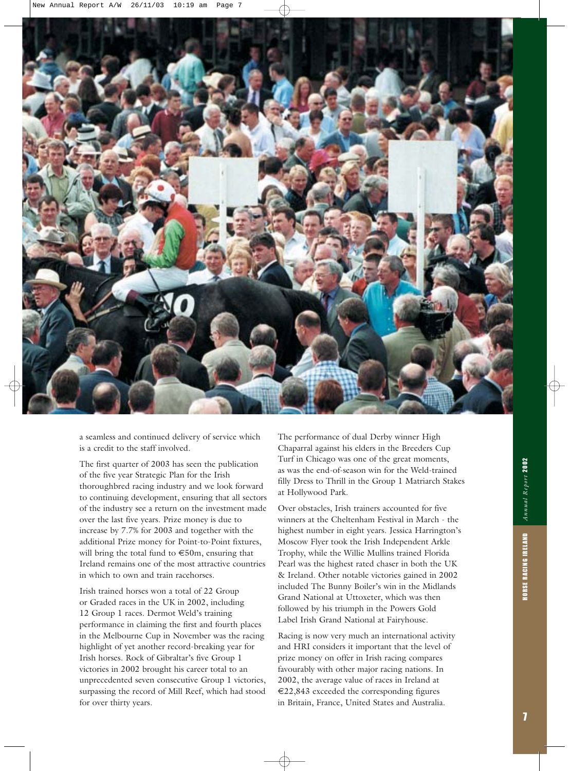a seamless and continued delivery of service which is a credit to the staff involved.

The first quarter of 2003 has seen the publication of the five year Strategic Plan for the Irish thoroughbred racing industry and we look forward to continuing development, ensuring that all sectors of the industry see a return on the investment made over the last five years. Prize money is due to increase by 7.7% for 2003 and together with the additional Prize money for Point-to-Point fixtures, will bring the total fund to €50m, ensuring that Ireland remains one of the most attractive countries in which to own and train racehorses.

Irish trained horses won a total of 22 Group or Graded races in the UK in 2002, including 12 Group 1 races. Dermot Weld's training performance in claiming the first and fourth places in the Melbourne Cup in November was the racing highlight of yet another record-breaking year for Irish horses. Rock of Gibraltar's five Group 1 victories in 2002 brought his career total to an unprecedented seven consecutive Group 1 victories, surpassing the record of Mill Reef, which had stood for over thirty years.

The performance of dual Derby winner High Chaparral against his elders in the Breeders Cup Turf in Chicago was one of the great moments, as was the end-of-season win for the Weld-trained filly Dress to Thrill in the Group 1 Matriarch Stakes at Hollywood Park.

Over obstacles, Irish trainers accounted for five winners at the Cheltenham Festival in March - the highest number in eight years. Jessica Harrington's Moscow Flyer took the Irish Independent Arkle Trophy, while the Willie Mullins trained Florida Pearl was the highest rated chaser in both the UK & Ireland. Other notable victories gained in 2002 included The Bunny Boiler's win in the Midlands Grand National at Uttoxeter, which was then followed by his triumph in the Powers Gold Label Irish Grand National at Fairyhouse.

Racing is now very much an international activity and HRI considers it important that the level of prize money on offer in Irish racing compares favourably with other major racing nations. In 2002, the average value of races in Ireland at €22,843 exceeded the corresponding figures in Britain, France, United States and Australia.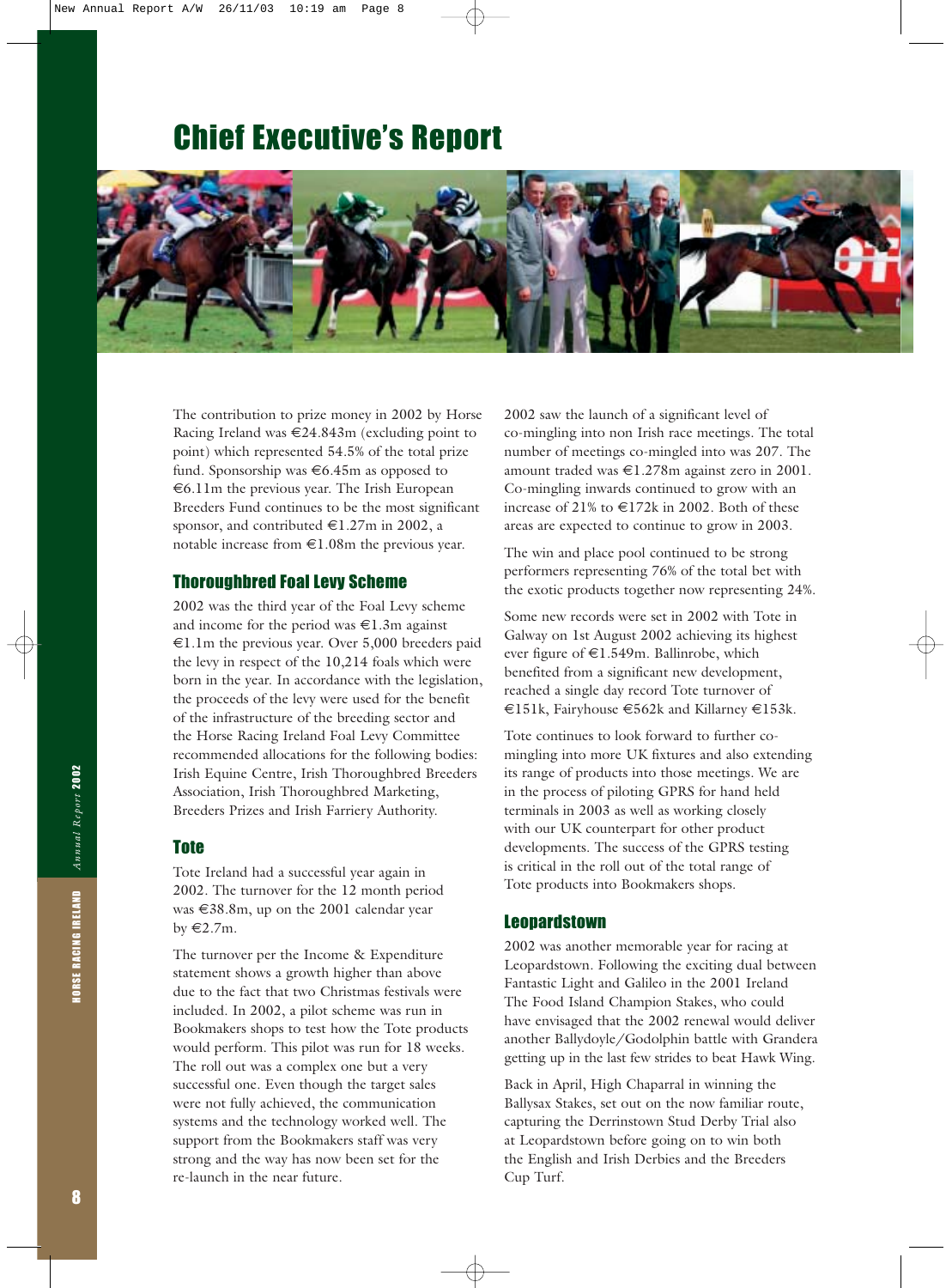# Chief Executive's Report

The contribution to prize money in 2002 by Horse Racing Ireland was €24.843m (excluding point to point) which represented 54.5% of the total prize fund. Sponsorship was €6.45m as opposed to €6.11m the previous year. The Irish European Breeders Fund continues to be the most significant sponsor, and contributed €1.27m in 2002, a notable increase from €1.08m the previous year.

## Thoroughbred Foal Levy Scheme

2002 was the third year of the Foal Levy scheme and income for the period was €1.3m against €1.1m the previous year. Over 5,000 breeders paid the levy in respect of the 10,214 foals which were born in the year. In accordance with the legislation, the proceeds of the levy were used for the benefit of the infrastructure of the breeding sector and the Horse Racing Ireland Foal Levy Committee recommended allocations for the following bodies: Irish Equine Centre, Irish Thoroughbred Breeders Association, Irish Thoroughbred Marketing, Breeders Prizes and Irish Farriery Authority.

## Tote

Tote Ireland had a successful year again in 2002. The turnover for the 12 month period was €38.8m, up on the 2001 calendar year by €2.7m.

The turnover per the Income & Expenditure statement shows a growth higher than above due to the fact that two Christmas festivals were included. In 2002, a pilot scheme was run in Bookmakers shops to test how the Tote products would perform. This pilot was run for 18 weeks. The roll out was a complex one but a very successful one. Even though the target sales were not fully achieved, the communication systems and the technology worked well. The support from the Bookmakers staff was very strong and the way has now been set for the re-launch in the near future.

2002 saw the launch of a significant level of co-mingling into non Irish race meetings. The total number of meetings co-mingled into was 207. The amount traded was €1.278m against zero in 2001. Co-mingling inwards continued to grow with an increase of 21% to €172k in 2002. Both of these areas are expected to continue to grow in 2003.

The win and place pool continued to be strong performers representing 76% of the total bet with the exotic products together now representing 24%.

Some new records were set in 2002 with Tote in Galway on 1st August 2002 achieving its highest ever figure of €1.549m. Ballinrobe, which benefited from a significant new development, reached a single day record Tote turnover of €151k, Fairyhouse €562k and Killarney €153k.

Tote continues to look forward to further co-mingling into more UK fixtures and also extending its range of products into those meetings. We are in the process of piloting GPRS for hand held terminals in 2003 as well as working closely with our UK counterpart for other product developments. The success of the GPRS testing is critical in the roll out of the total range of Tote products into Bookmakers shops.

## Leopardstown

2002 was another memorable year for racing at Leopardstown. Following the exciting dual between Fantastic Light and Galileo in the 2001 Ireland The Food Island Champion Stakes, who could have envisaged that the 2002 renewal would deliver another Ballydoyle/Godolphin battle with Grandera getting up in the last few strides to beat Hawk Wing.

Back in April, High Chaparral in winning the Ballysax Stakes, set out on the now familiar route, capturing the Derrinstown Stud Derby Trial also at Leopardstown before going on to win both the English and Irish Derbies and the Breeders Cup Turf.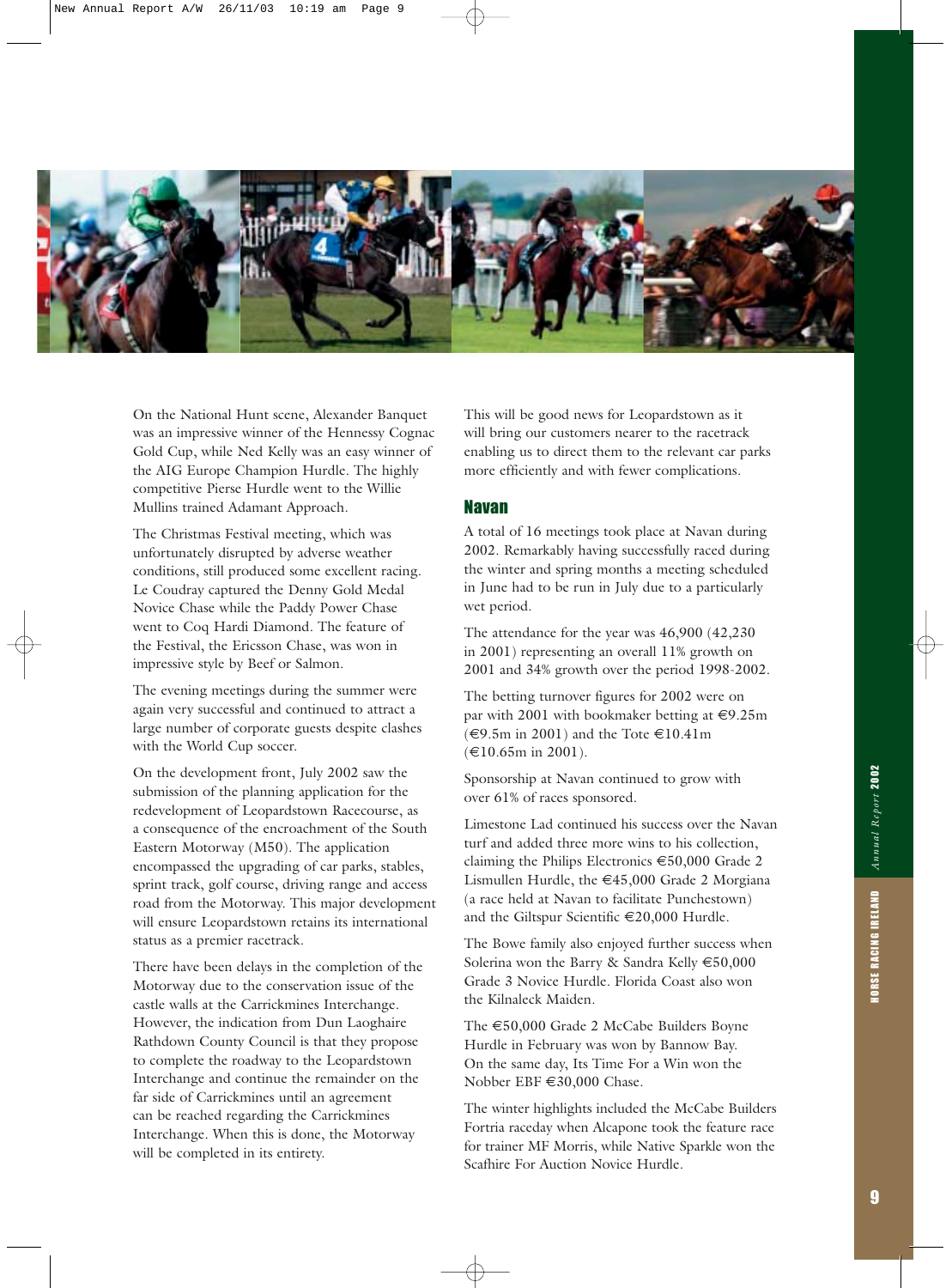On the National Hunt scene, Alexander Banquet was an impressive winner of the Hennessy Cognac Gold Cup, while Ned Kelly was an easy winner of the AIG Europe Champion Hurdle. The highly competitive Pierse Hurdle went to the Willie Mullins trained Adamant Approach.

The Christmas Festival meeting, which was unfortunately disrupted by adverse weather conditions, still produced some excellent racing. Le Coudray captured the Denny Gold Medal Novice Chase while the Paddy Power Chase went to Coq Hardi Diamond. The feature of the Festival, the Ericsson Chase, was won in impressive style by Beef or Salmon.

The evening meetings during the summer were again very successful and continued to attract a large number of corporate guests despite clashes with the World Cup soccer.

On the development front, July 2002 saw the submission of the planning application for the redevelopment of Leopardstown Racecourse, as a consequence of the encroachment of the South Eastern Motorway (M50). The application encompassed the upgrading of car parks, stables, sprint track, golf course, driving range and access road from the Motorway. This major development will ensure Leopardstown retains its international status as a premier racetrack.

There have been delays in the completion of the Motorway due to the conservation issue of the castle walls at the Carrickmines Interchange. However, the indication from Dun Laoghaire Rathdown County Council is that they propose to complete the roadway to the Leopardstown Interchange and continue the remainder on the far side of Carrickmines until an agreement can be reached regarding the Carrickmines Interchange. When this is done, the Motorway will be completed in its entirety.

This will be good news for Leopardstown as it will bring our customers nearer to the racetrack enabling us to direct them to the relevant car parks more efficiently and with fewer complications.

## Navan

A total of 16 meetings took place at Navan during 2002. Remarkably having successfully raced during the winter and spring months a meeting scheduled in June had to be run in July due to a particularly wet period.

The attendance for the year was 46,900 (42,230 in 2001) representing an overall 11% growth on 2001 and 34% growth over the period 1998-2002.

The betting turnover figures for 2002 were on par with 2001 with bookmaker betting at €9.25m (€9.5m in 2001) and the Tote €10.41m (€10.65m in 2001).

Sponsorship at Navan continued to grow with over 61% of races sponsored.

Limestone Lad continued his success over the Navan turf and added three more wins to his collection, claiming the Philips Electronics €50,000 Grade 2 Lismullen Hurdle, the €45,000 Grade 2 Morgiana (a race held at Navan to facilitate Punchestown) and the Giltspur Scientific €20,000 Hurdle.

The Bowe family also enjoyed further success when Solerina won the Barry & Sandra Kelly €50,000 Grade 3 Novice Hurdle. Florida Coast also won the Kilnaleck Maiden.

The €50,000 Grade 2 McCabe Builders Boyne Hurdle in February was won by Bannow Bay. On the same day, Its Time For a Win won the Nobber EBF €30,000 Chase.

The winter highlights included the McCabe Builders Fortria raceday when Alcapone took the feature race for trainer MF Morris, while Native Sparkle won the Scafhire For Auction Novice Hurdle.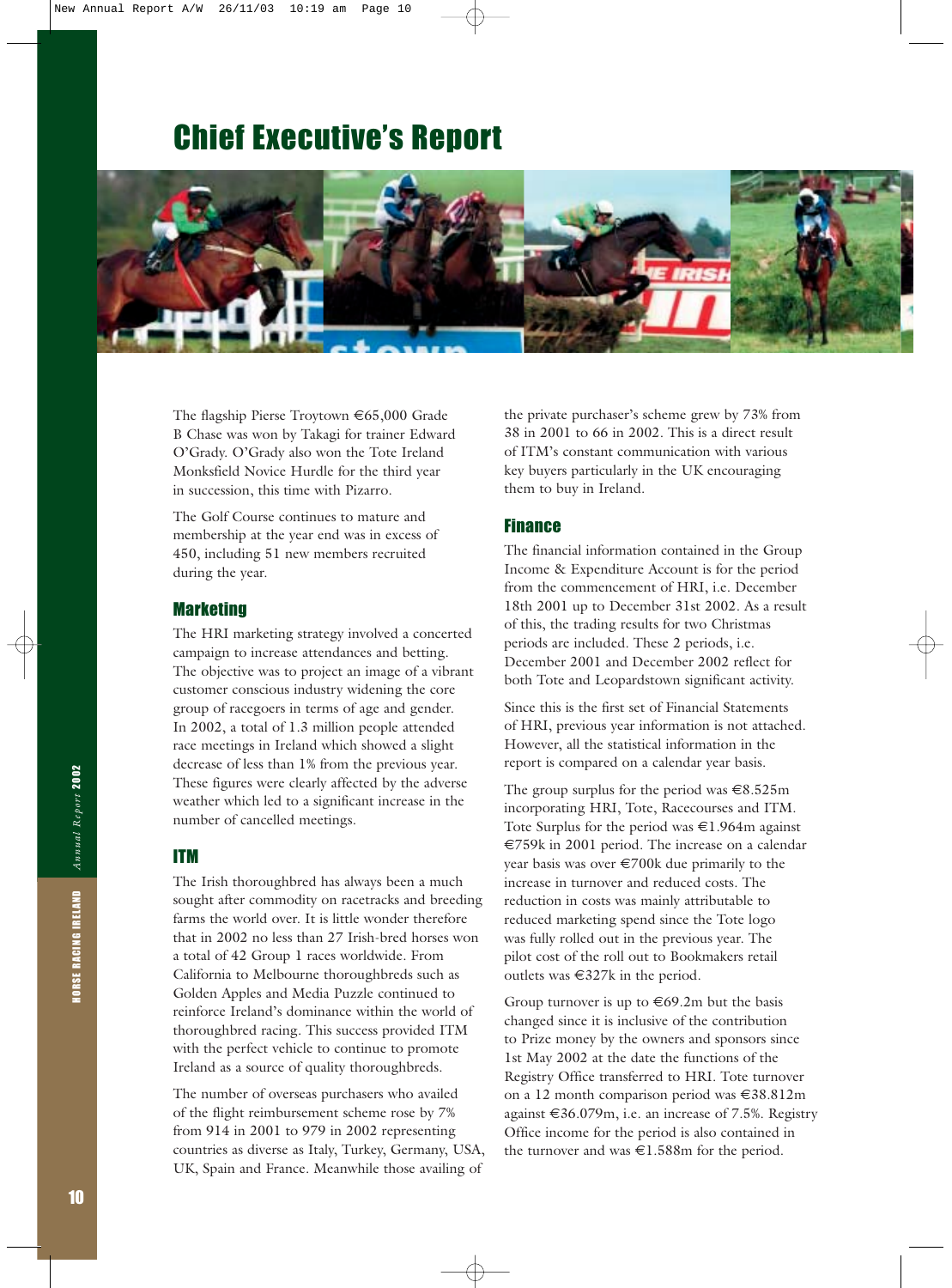# Chief Executive's Report

The flagship Pierse Troytown €65,000 Grade B Chase was won by Takagi for trainer Edward O'Grady. O'Grady also won the Tote Ireland Monksfield Novice Hurdle for the third year in succession, this time with Pizarro.

The Golf Course continues to mature and membership at the year end was in excess of 450, including 51 new members recruited during the year.

## Marketing

The HRI marketing strategy involved a concerted campaign to increase attendances and betting. The objective was to project an image of a vibrant customer conscious industry widening the core group of racegoers in terms of age and gender. In 2002, a total of 1.3 million people attended race meetings in Ireland which showed a slight decrease of less than 1% from the previous year. These figures were clearly affected by the adverse weather which led to a significant increase in the number of cancelled meetings.

## ITM

The Irish thoroughbred has always been a much sought after commodity on racetracks and breeding farms the world over. It is little wonder therefore that in 2002 no less than 27 Irish-bred horses won a total of 42 Group 1 races worldwide. From California to Melbourne thoroughbreds such as Golden Apples and Media Puzzle continued to reinforce Ireland's dominance within the world of thoroughbred racing. This success provided ITM with the perfect vehicle to continue to promote Ireland as a source of quality thoroughbreds.

The number of overseas purchasers who availed of the flight reimbursement scheme rose by 7% from 914 in 2001 to 979 in 2002 representing countries as diverse as Italy, Turkey, Germany, USA, UK, Spain and France. Meanwhile those availing of the private purchaser's scheme grew by 73% from 38 in 2001 to 66 in 2002. This is a direct result of ITM's constant communication with various key buyers particularly in the UK encouraging them to buy in Ireland.

## Finance

The financial information contained in the Group Income & Expenditure Account is for the period from the commencement of HRI, i.e. December 18th 2001 up to December 31st 2002. As a result of this, the trading results for two Christmas periods are included. These 2 periods, i.e. December 2001 and December 2002 reflect for both Tote and Leopardstown significant activity.

Since this is the first set of Financial Statements of HRI, previous year information is not attached. However, all the statistical information in the report is compared on a calendar year basis.

The group surplus for the period was €8.525m incorporating HRI, Tote, Racecourses and ITM. Tote Surplus for the period was €1.964m against €759k in 2001 period. The increase on a calendar year basis was over €700k due primarily to the increase in turnover and reduced costs. The reduction in costs was mainly attributable to reduced marketing spend since the Tote logo was fully rolled out in the previous year. The pilot cost of the roll out to Bookmakers retail outlets was €327k in the period.

Group turnover is up to €69.2m but the basis changed since it is inclusive of the contribution to Prize money by the owners and sponsors since 1st May 2002 at the date the functions of the Registry Office transferred to HRI. Tote turnover on a 12 month comparison period was €38.812m against €36.079m, i.e. an increase of 7.5%. Registry Office income for the period is also contained in the turnover and was €1.588m for the period.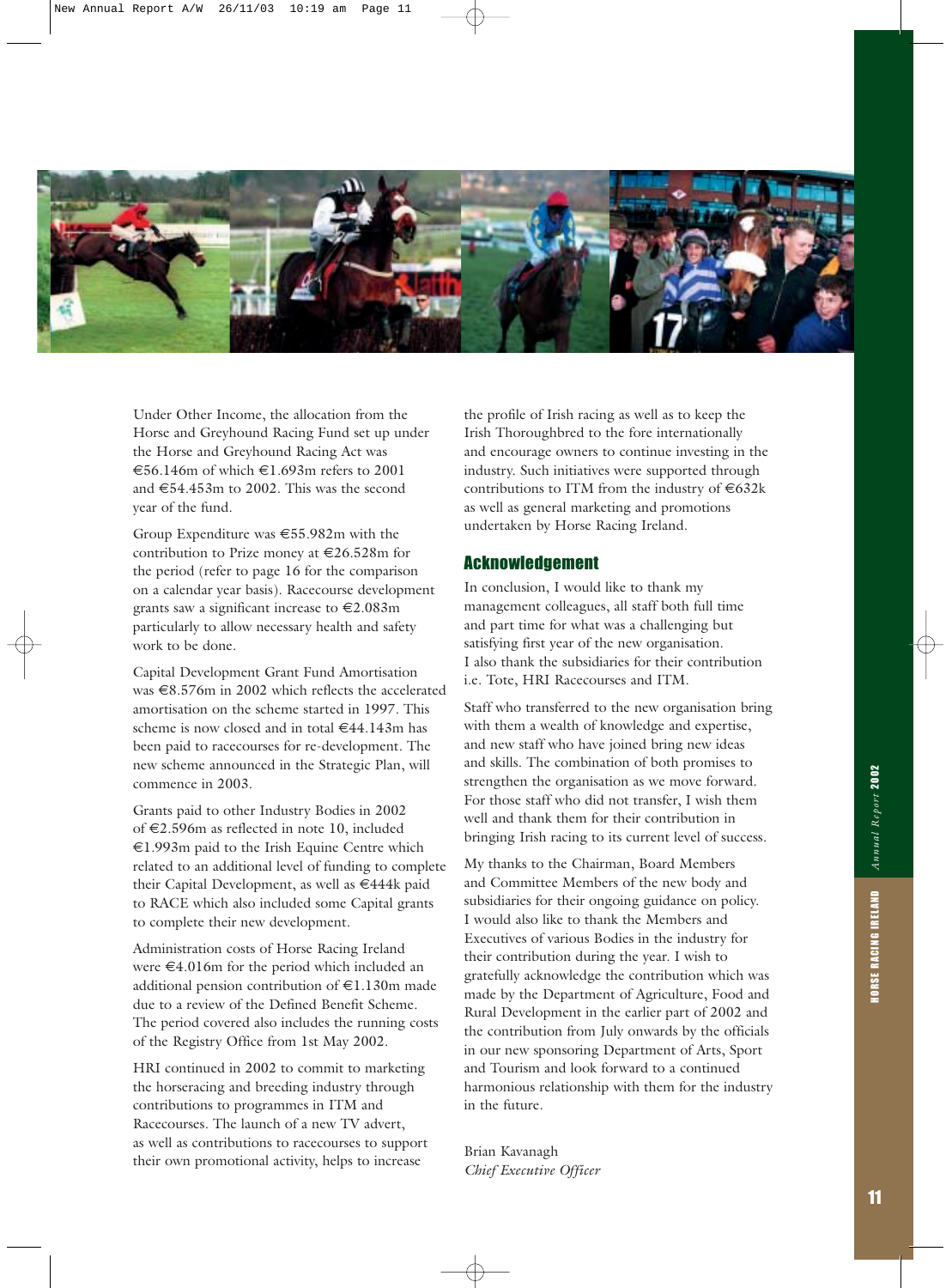Under Other Income, the allocation from the Horse and Greyhound Racing Fund set up under the Horse and Greyhound Racing Act was €56.146m of which €1.693m refers to 2001 and €54.453m to 2002. This was the second year of the fund.

Group Expenditure was €55.982m with the contribution to Prize money at €26.528m for the period (refer to page 16 for the comparison on a calendar year basis). Racecourse development grants saw a significant increase to €2.083m particularly to allow necessary health and safety work to be done.

Capital Development Grant Fund Amortisation was €8.576m in 2002 which reflects the accelerated amortisation on the scheme started in 1997. This scheme is now closed and in total €44.143m has been paid to racecourses for re-development. The new scheme announced in the Strategic Plan, will commence in 2003.

Grants paid to other Industry Bodies in 2002 of €2.596m as reflected in note 10, included €1.993m paid to the Irish Equine Centre which related to an additional level of funding to complete their Capital Development, as well as €444k paid to RACE which also included some Capital grants to complete their new development.

Administration costs of Horse Racing Ireland were €4.016m for the period which included an additional pension contribution of €1.130m made due to a review of the Defined Benefit Scheme. The period covered also includes the running costs of the Registry Office from 1st May 2002.

HRI continued in 2002 to commit to marketing the horseracing and breeding industry through contributions to programmes in ITM and Racecourses. The launch of a new TV advert, as well as contributions to racecourses to support their own promotional activity, helps to increase the profile of Irish racing as well as to keep the Irish Thoroughbred to the fore internationally and encourage owners to continue investing in the industry. Such initiatives were supported through contributions to ITM from the industry of €632k as well as general marketing and promotions undertaken by Horse Racing Ireland.

## Acknowledgement

In conclusion, I would like to thank my management colleagues, all staff both full time and part time for what was a challenging but satisfying first year of the new organisation. I also thank the subsidiaries for their contribution i.e. Tote, HRI Racecourses and ITM.

Staff who transferred to the new organisation bring with them a wealth of knowledge and expertise, and new staff who have joined bring new ideas and skills. The combination of both promises to strengthen the organisation as we move forward. For those staff who did not transfer, I wish them well and thank them for their contribution in bringing Irish racing to its current level of success.

My thanks to the Chairman, Board Members and Committee Members of the new body and subsidiaries for their ongoing guidance on policy. I would also like to thank the Members and Executives of various Bodies in the industry for their contribution during the year. I wish to gratefully acknowledge the contribution which was made by the Department of Agriculture, Food and Rural Development in the earlier part of 2002 and the contribution from July onwards by the officials in our new sponsoring Department of Arts, Sport and Tourism and look forward to a continued harmonious relationship with them for the industry in the future.

Brian Kavanagh
*Chief Executive Officer*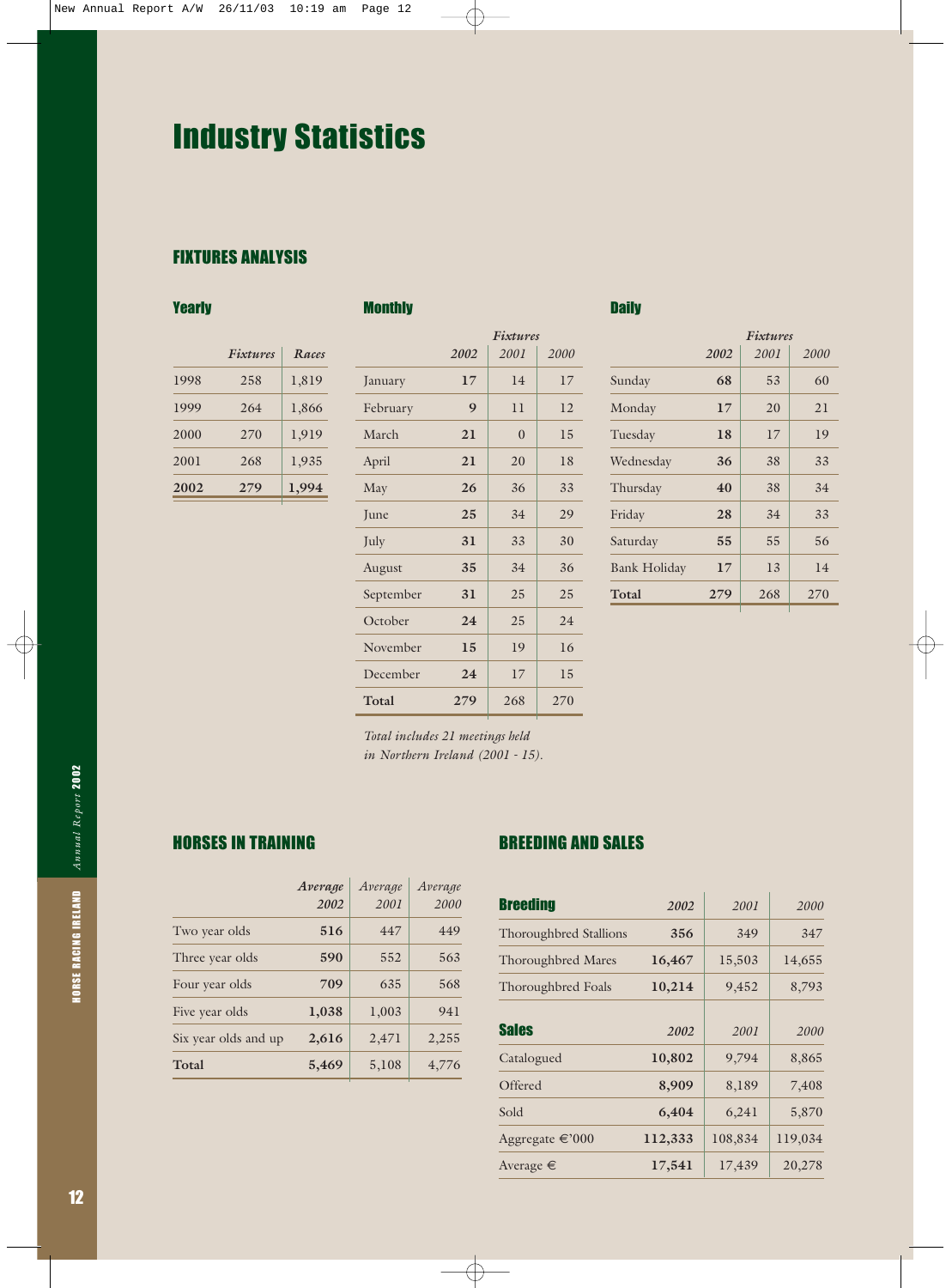# Industry Statistics

## FIXTURES ANALYSIS

### Yearly

| | Fixtures | Races |
|---|---|---|
| 1998 | 258 | 1,819 |
| 1999 | 264 | 1,866 |
| 2000 | 270 | 1,919 |
| 2001 | 268 | 1,935 |
| **2002** | **279** | **1,994** |

### Monthly

| | Fixtures | | |
|---|---|---|---|
| | 2002 | 2001 | 2000 |
| January | **17** | 14 | 17 |
| February | **9** | 11 | 12 |
| March | **21** | 0 | 15 |
| April | **21** | 20 | 18 |
| May | **26** | 36 | 33 |
| June | **25** | 34 | 29 |
| July | **31** | 33 | 30 |
| August | **35** | 34 | 36 |
| September | **31** | 25 | 25 |
| October | **24** | 25 | 24 |
| November | **15** | 19 | 16 |
| December | **24** | 17 | 15 |
| **Total** | **279** | 268 | 270 |

*Total includes 21 meetings held in Northern Ireland (2001 - 15).*

### Daily

| | Fixtures | | |
|---|---|---|---|
| | 2002 | 2001 | 2000 |
| Sunday | **68** | 53 | 60 |
| Monday | **17** | 20 | 21 |
| Tuesday | **18** | 17 | 19 |
| Wednesday | **36** | 38 | 33 |
| Thursday | **40** | 38 | 34 |
| Friday | **28** | 34 | 33 |
| Saturday | **55** | 55 | 56 |
| Bank Holiday | **17** | 13 | 14 |
| **Total** | **279** | 268 | 270 |

## HORSES IN TRAINING

| | Average 2002 | Average 2001 | Average 2000 |
|---|---|---|---|
| Two year olds | **516** | 447 | 449 |
| Three year olds | **590** | 552 | 563 |
| Four year olds | **709** | 635 | 568 |
| Five year olds | **1,038** | 1,003 | 941 |
| Six year olds and up | **2,616** | 2,471 | 2,255 |
| **Total** | **5,469** | 5,108 | 4,776 |

## BREEDING AND SALES

| **Breeding** | 2002 | 2001 | 2000 |
|---|---|---|---|
| Thoroughbred Stallions | **356** | 349 | 347 |
| Thoroughbred Mares | **16,467** | 15,503 | 14,655 |
| Thoroughbred Foals | **10,214** | 9,452 | 8,793 |

| **Sales** | 2002 | 2001 | 2000 |
|---|---|---|---|
| Catalogued | **10,802** | 9,794 | 8,865 |
| Offered | **8,909** | 8,189 | 7,408 |
| Sold | **6,404** | 6,241 | 5,870 |
| Aggregate €'000 | **112,333** | 108,834 | 119,034 |
| Average € | **17,541** | 17,439 | 20,278 |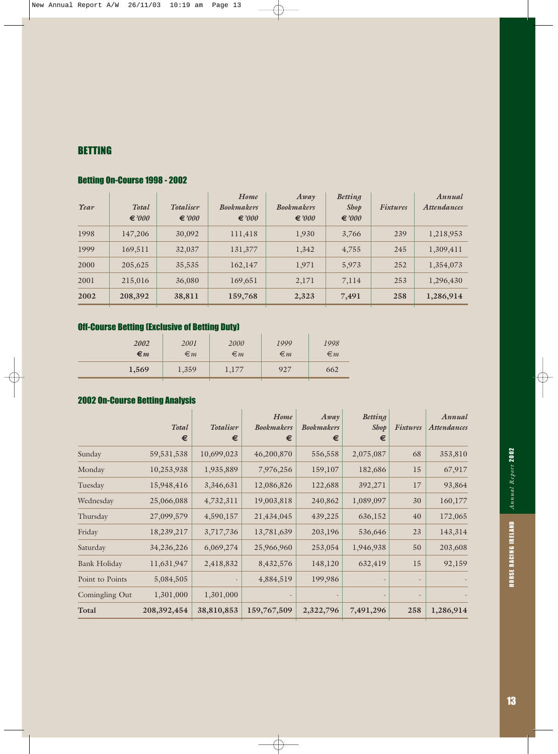## BETTING

### Betting On-Course 1998 - 2002

| Year | Total €'000 | Totaliser €'000 | Home Bookmakers €'000 | Away Bookmakers €'000 | Betting Shop €'000 | Fixtures | Annual Attendances |
|---|---|---|---|---|---|---|---|
| 1998 | 147,206 | 30,092 | 111,418 | 1,930 | 3,766 | 239 | 1,218,953 |
| 1999 | 169,511 | 32,037 | 131,377 | 1,342 | 4,755 | 245 | 1,309,411 |
| 2000 | 205,625 | 35,535 | 162,147 | 1,971 | 5,973 | 252 | 1,354,073 |
| 2001 | 215,016 | 36,080 | 169,651 | 2,171 | 7,114 | 253 | 1,296,430 |
| **2002** | **208,392** | **38,811** | **159,768** | **2,323** | **7,491** | **258** | **1,286,914** |

### Off-Course Betting (Exclusive of Betting Duty)

| 2002 €m | 2001 €m | 2000 €m | 1999 €m | 1998 €m |
|---|---|---|---|---|
| **1,569** | 1,359 | 1,177 | 927 | 662 |

### 2002 On-Course Betting Analysis

| | Total € | Totaliser € | Home Bookmakers € | Away Bookmakers € | Betting Shop € | Fixtures | Annual Attendances |
|---|---|---|---|---|---|---|---|
| Sunday | 59,531,538 | 10,699,023 | 46,200,870 | 556,558 | 2,075,087 | 68 | 353,810 |
| Monday | 10,253,938 | 1,935,889 | 7,976,256 | 159,107 | 182,686 | 15 | 67,917 |
| Tuesday | 15,948,416 | 3,346,631 | 12,086,826 | 122,688 | 392,271 | 17 | 93,864 |
| Wednesday | 25,066,088 | 4,732,311 | 19,003,818 | 240,862 | 1,089,097 | 30 | 160,177 |
| Thursday | 27,099,579 | 4,590,157 | 21,434,045 | 439,225 | 636,152 | 40 | 172,065 |
| Friday | 18,239,217 | 3,717,736 | 13,781,639 | 203,196 | 536,646 | 23 | 143,314 |
| Saturday | 34,236,226 | 6,069,274 | 25,966,960 | 253,054 | 1,946,938 | 50 | 203,608 |
| Bank Holiday | 11,631,947 | 2,418,832 | 8,432,576 | 148,120 | 632,419 | 15 | 92,159 |
| Point to Points | 5,084,505 | - | 4,884,519 | 199,986 | - | - | - |
| Comingling Out | 1,301,000 | 1,301,000 | - | - | - | - | - |
| **Total** | **208,392,454** | **38,810,853** | **159,767,509** | **2,322,796** | **7,491,296** | **258** | **1,286,914** |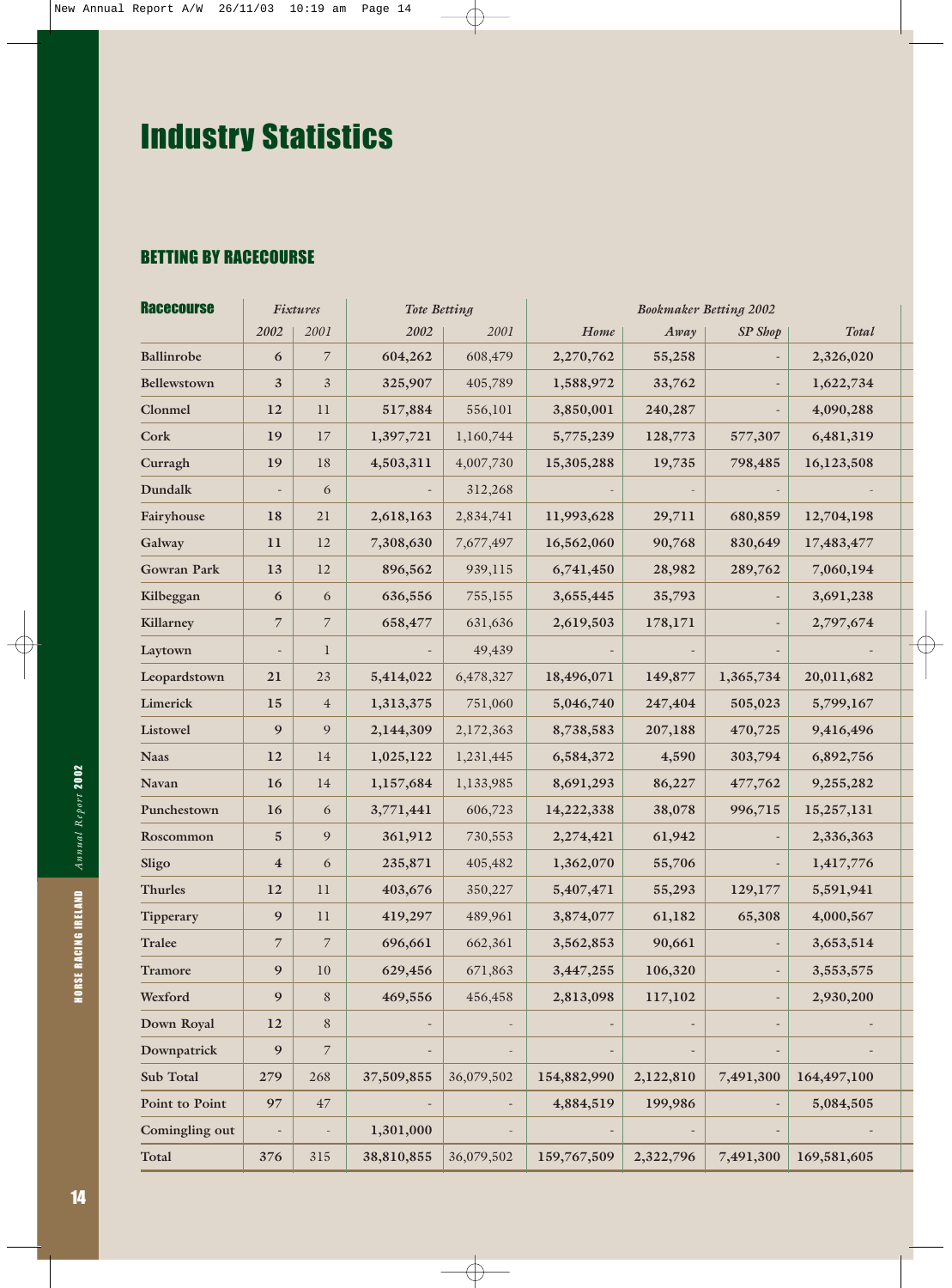# Industry Statistics

## BETTING BY RACECOURSE

| Racecourse | Fixtures | | Tote Betting | | Bookmaker Betting 2002 | | | |
|---|---|---|---|---|---|---|---|---|
| | 2002 | 2001 | 2002 | 2001 | Home | Away | SP Shop | Total |
| Ballinrobe | 6 | 7 | 604,262 | 608,479 | 2,270,762 | 55,258 | - | 2,326,020 |
| Bellewstown | 3 | 3 | 325,907 | 405,789 | 1,588,972 | 33,762 | - | 1,622,734 |
| Clonmel | 12 | 11 | 517,884 | 556,101 | 3,850,001 | 240,287 | - | 4,090,288 |
| Cork | 19 | 17 | 1,397,721 | 1,160,744 | 5,775,239 | 128,773 | 577,307 | 6,481,319 |
| Curragh | 19 | 18 | 4,503,311 | 4,007,730 | 15,305,288 | 19,735 | 798,485 | 16,123,508 |
| Dundalk | - | 6 | - | 312,268 | - | - | - | - |
| Fairyhouse | 18 | 21 | 2,618,163 | 2,834,741 | 11,993,628 | 29,711 | 680,859 | 12,704,198 |
| Galway | 11 | 12 | 7,308,630 | 7,677,497 | 16,562,060 | 90,768 | 830,649 | 17,483,477 |
| Gowran Park | 13 | 12 | 896,562 | 939,115 | 6,741,450 | 28,982 | 289,762 | 7,060,194 |
| Kilbeggan | 6 | 6 | 636,556 | 755,155 | 3,655,445 | 35,793 | - | 3,691,238 |
| Killarney | 7 | 7 | 658,477 | 631,636 | 2,619,503 | 178,171 | - | 2,797,674 |
| Laytown | - | 1 | - | 49,439 | - | - | - | - |
| Leopardstown | 21 | 23 | 5,414,022 | 6,478,327 | 18,496,071 | 149,877 | 1,365,734 | 20,011,682 |
| Limerick | 15 | 4 | 1,313,375 | 751,060 | 5,046,740 | 247,404 | 505,023 | 5,799,167 |
| Listowel | 9 | 9 | 2,144,309 | 2,172,363 | 8,738,583 | 207,188 | 470,725 | 9,416,496 |
| Naas | 12 | 14 | 1,025,122 | 1,231,445 | 6,584,372 | 4,590 | 303,794 | 6,892,756 |
| Navan | 16 | 14 | 1,157,684 | 1,133,985 | 8,691,293 | 86,227 | 477,762 | 9,255,282 |
| Punchestown | 16 | 6 | 3,771,441 | 606,723 | 14,222,338 | 38,078 | 996,715 | 15,257,131 |
| Roscommon | 5 | 9 | 361,912 | 730,553 | 2,274,421 | 61,942 | - | 2,336,363 |
| Sligo | 4 | 6 | 235,871 | 405,482 | 1,362,070 | 55,706 | - | 1,417,776 |
| Thurles | 12 | 11 | 403,676 | 350,227 | 5,407,471 | 55,293 | 129,177 | 5,591,941 |
| Tipperary | 9 | 11 | 419,297 | 489,961 | 3,874,077 | 61,182 | 65,308 | 4,000,567 |
| Tralee | 7 | 7 | 696,661 | 662,361 | 3,562,853 | 90,661 | - | 3,653,514 |
| Tramore | 9 | 10 | 629,456 | 671,863 | 3,447,255 | 106,320 | - | 3,553,575 |
| Wexford | 9 | 8 | 469,556 | 456,458 | 2,813,098 | 117,102 | - | 2,930,200 |
| Down Royal | 12 | 8 | - | - | - | - | - | - |
| Downpatrick | 9 | 7 | - | - | - | - | - | - |
| Sub Total | 279 | 268 | 37,509,855 | 36,079,502 | 154,882,990 | 2,122,810 | 7,491,300 | 164,497,100 |
| Point to Point | 97 | 47 | - | - | 4,884,519 | 199,986 | - | 5,084,505 |
| Comingling out | - | - | 1,301,000 | - | - | - | - | - |
| Total | 376 | 315 | 38,810,855 | 36,079,502 | 159,767,509 | 2,322,796 | 7,491,300 | 169,581,605 |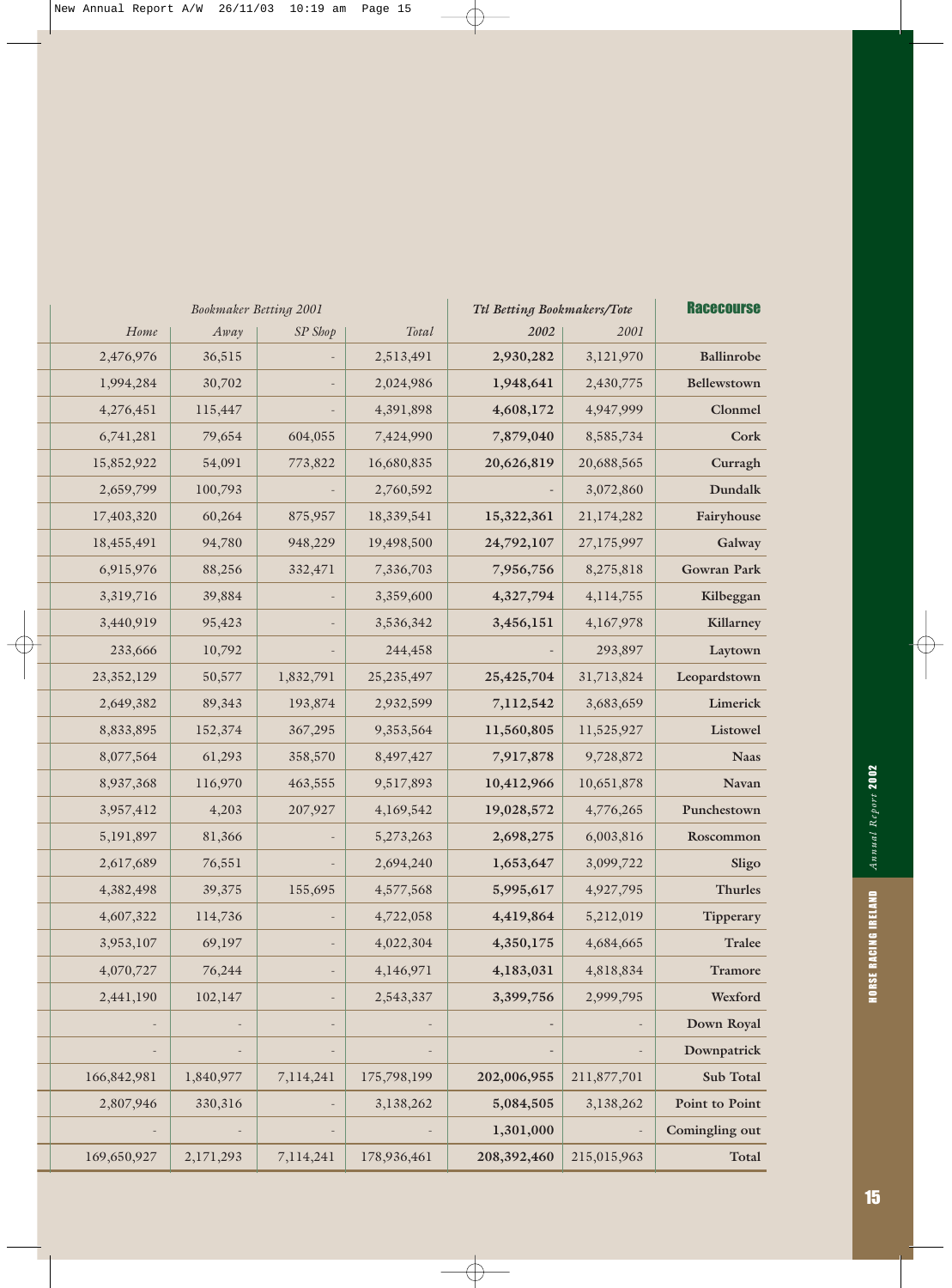| Bookmaker Betting 2001 | | | | Ttl Betting Bookmakers/Tote | | **Racecourse** |
|---|---|---|---|---|---|---|
| *Home* | *Away* | *SP Shop* | *Total* | *2002* | *2001* | |
| 2,476,976 | 36,515 | - | 2,513,491 | **2,930,282** | 3,121,970 | **Ballinrobe** |
| 1,994,284 | 30,702 | - | 2,024,986 | **1,948,641** | 2,430,775 | **Bellewstown** |
| 4,276,451 | 115,447 | - | 4,391,898 | **4,608,172** | 4,947,999 | **Clonmel** |
| 6,741,281 | 79,654 | 604,055 | 7,424,990 | **7,879,040** | 8,585,734 | **Cork** |
| 15,852,922 | 54,091 | 773,822 | 16,680,835 | **20,626,819** | 20,688,565 | **Curragh** |
| 2,659,799 | 100,793 | - | 2,760,592 | - | 3,072,860 | **Dundalk** |
| 17,403,320 | 60,264 | 875,957 | 18,339,541 | **15,322,361** | 21,174,282 | **Fairyhouse** |
| 18,455,491 | 94,780 | 948,229 | 19,498,500 | **24,792,107** | 27,175,997 | **Galway** |
| 6,915,976 | 88,256 | 332,471 | 7,336,703 | **7,956,756** | 8,275,818 | **Gowran Park** |
| 3,319,716 | 39,884 | - | 3,359,600 | **4,327,794** | 4,114,755 | **Kilbeggan** |
| 3,440,919 | 95,423 | - | 3,536,342 | **3,456,151** | 4,167,978 | **Killarney** |
| 233,666 | 10,792 | - | 244,458 | - | 293,897 | **Laytown** |
| 23,352,129 | 50,577 | 1,832,791 | 25,235,497 | **25,425,704** | 31,713,824 | **Leopardstown** |
| 2,649,382 | 89,343 | 193,874 | 2,932,599 | **7,112,542** | 3,683,659 | **Limerick** |
| 8,833,895 | 152,374 | 367,295 | 9,353,564 | **11,560,805** | 11,525,927 | **Listowel** |
| 8,077,564 | 61,293 | 358,570 | 8,497,427 | **7,917,878** | 9,728,872 | **Naas** |
| 8,937,368 | 116,970 | 463,555 | 9,517,893 | **10,412,966** | 10,651,878 | **Navan** |
| 3,957,412 | 4,203 | 207,927 | 4,169,542 | **19,028,572** | 4,776,265 | **Punchestown** |
| 5,191,897 | 81,366 | - | 5,273,263 | **2,698,275** | 6,003,816 | **Roscommon** |
| 2,617,689 | 76,551 | - | 2,694,240 | **1,653,647** | 3,099,722 | **Sligo** |
| 4,382,498 | 39,375 | 155,695 | 4,577,568 | **5,995,617** | 4,927,795 | **Thurles** |
| 4,607,322 | 114,736 | - | 4,722,058 | **4,419,864** | 5,212,019 | **Tipperary** |
| 3,953,107 | 69,197 | - | 4,022,304 | **4,350,175** | 4,684,665 | **Tralee** |
| 4,070,727 | 76,244 | - | 4,146,971 | **4,183,031** | 4,818,834 | **Tramore** |
| 2,441,190 | 102,147 | - | 2,543,337 | **3,399,756** | 2,999,795 | **Wexford** |
| - | - | - | - | - | - | **Down Royal** |
| - | - | - | - | - | - | **Downpatrick** |
| 166,842,981 | 1,840,977 | 7,114,241 | 175,798,199 | **202,006,955** | 211,877,701 | **Sub Total** |
| 2,807,946 | 330,316 | - | 3,138,262 | **5,084,505** | 3,138,262 | **Point to Point** |
| - | - | - | - | **1,301,000** | - | **Comingling out** |
| 169,650,927 | 2,171,293 | 7,114,241 | 178,936,461 | **208,392,460** | 215,015,963 | **Total** |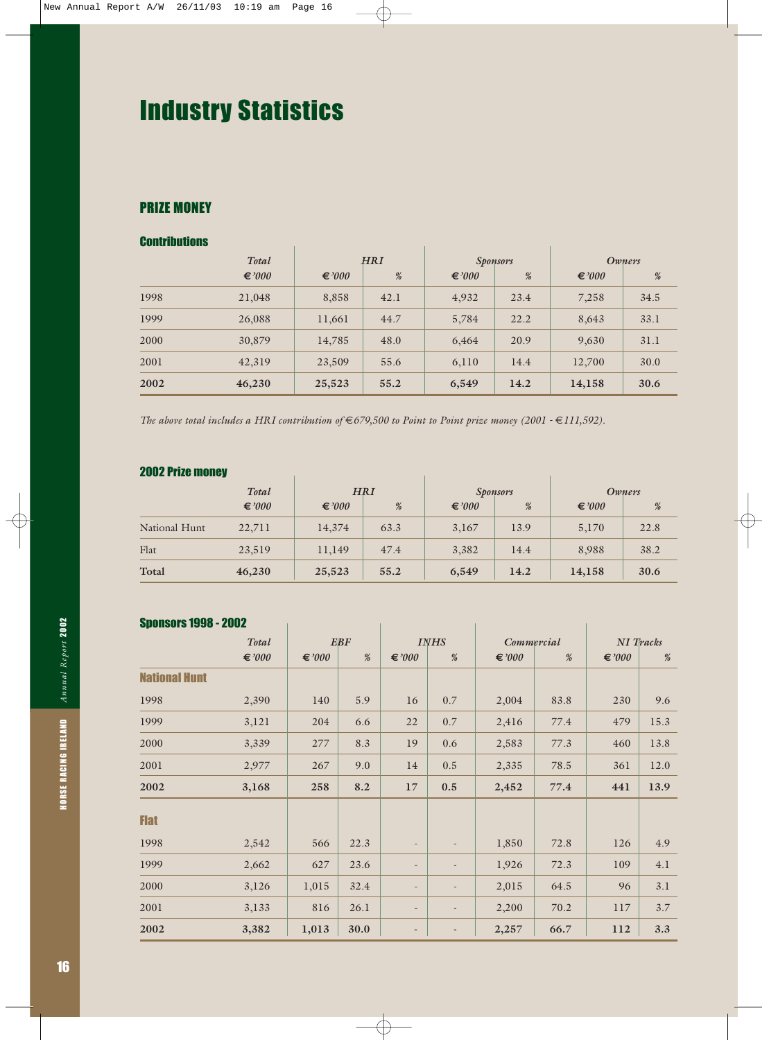# Industry Statistics

## PRIZE MONEY

### Contributions

| | Total | HRI | | Sponsors | | Owners | |
|---|---|---|---|---|---|---|---|
| | € '000 | € '000 | % | € '000 | % | € '000 | % |
| 1998 | 21,048 | 8,858 | 42.1 | 4,932 | 23.4 | 7,258 | 34.5 |
| 1999 | 26,088 | 11,661 | 44.7 | 5,784 | 22.2 | 8,643 | 33.1 |
| 2000 | 30,879 | 14,785 | 48.0 | 6,464 | 20.9 | 9,630 | 31.1 |
| 2001 | 42,319 | 23,509 | 55.6 | 6,110 | 14.4 | 12,700 | 30.0 |
| **2002** | **46,230** | **25,523** | **55.2** | **6,549** | **14.2** | **14,158** | **30.6** |

*The above total includes a HRI contribution of €679,500 to Point to Point prize money (2001 - €111,592).*

### 2002 Prize money

| | Total | HRI | | Sponsors | | Owners | |
|---|---|---|---|---|---|---|---|
| | € '000 | € '000 | % | € '000 | % | € '000 | % |
| National Hunt | 22,711 | 14,374 | 63.3 | 3,167 | 13.9 | 5,170 | 22.8 |
| Flat | 23,519 | 11,149 | 47.4 | 3,382 | 14.4 | 8,988 | 38.2 |
| **Total** | **46,230** | **25,523** | **55.2** | **6,549** | **14.2** | **14,158** | **30.6** |

### Sponsors 1998 - 2002

| | Total | EBF | | INHS | | Commercial | | NI Tracks | |
|---|---|---|---|---|---|---|---|---|---|
| | € '000 | € '000 | % | € '000 | % | € '000 | % | € '000 | % |
| **National Hunt** | | | | | | | | | |
| 1998 | 2,390 | 140 | 5.9 | 16 | 0.7 | 2,004 | 83.8 | 230 | 9.6 |
| 1999 | 3,121 | 204 | 6.6 | 22 | 0.7 | 2,416 | 77.4 | 479 | 15.3 |
| 2000 | 3,339 | 277 | 8.3 | 19 | 0.6 | 2,583 | 77.3 | 460 | 13.8 |
| 2001 | 2,977 | 267 | 9.0 | 14 | 0.5 | 2,335 | 78.5 | 361 | 12.0 |
| **2002** | **3,168** | **258** | **8.2** | **17** | **0.5** | **2,452** | **77.4** | **441** | **13.9** |
| **Flat** | | | | | | | | | |
| 1998 | 2,542 | 566 | 22.3 | - | - | 1,850 | 72.8 | 126 | 4.9 |
| 1999 | 2,662 | 627 | 23.6 | - | - | 1,926 | 72.3 | 109 | 4.1 |
| 2000 | 3,126 | 1,015 | 32.4 | - | - | 2,015 | 64.5 | 96 | 3.1 |
| 2001 | 3,133 | 816 | 26.1 | - | - | 2,200 | 70.2 | 117 | 3.7 |
| **2002** | **3,382** | **1,013** | **30.0** | - | - | **2,257** | **66.7** | **112** | **3.3** |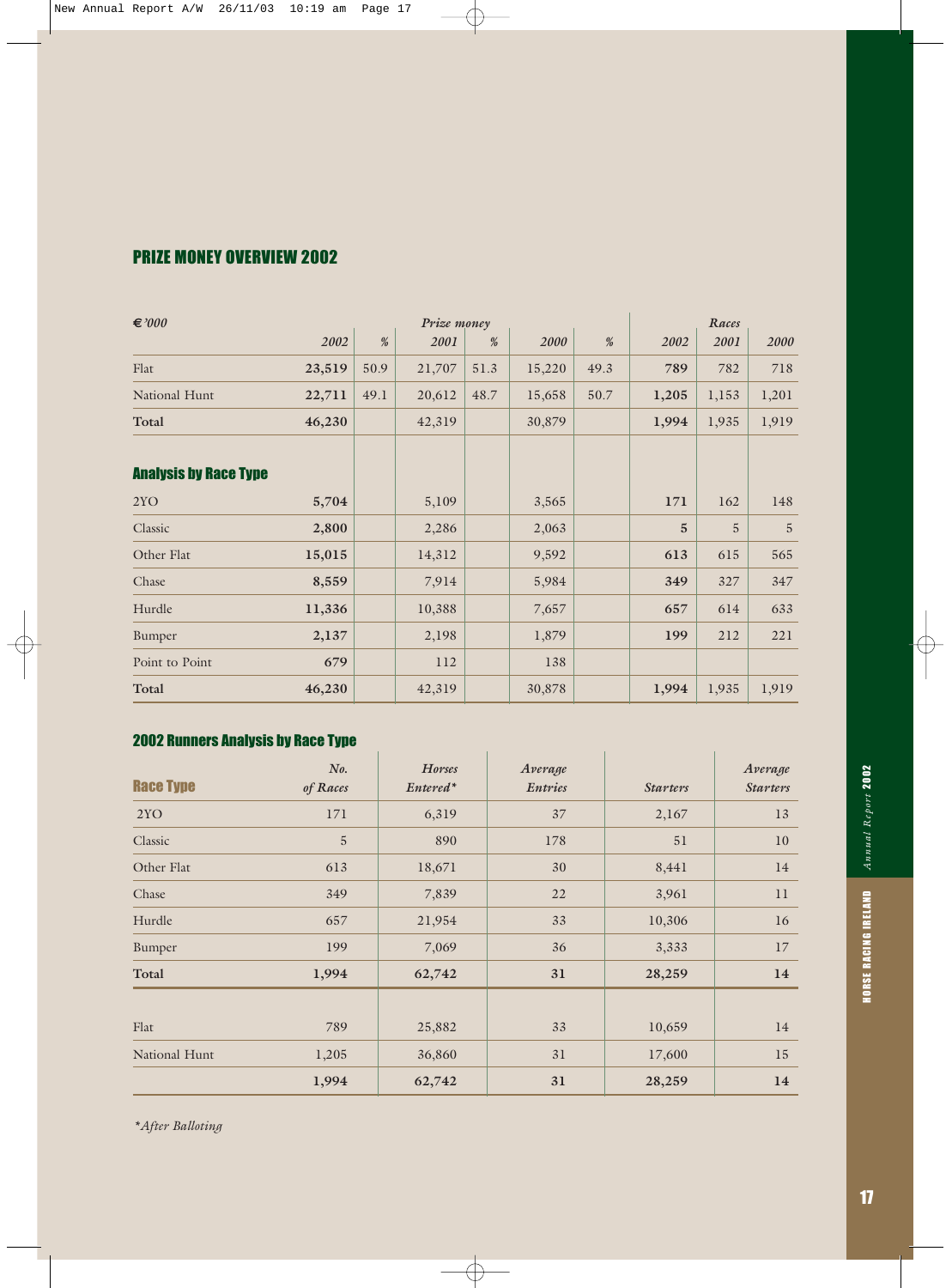## PRIZE MONEY OVERVIEW 2002

| *€'000* | *Prize money* | | | | | | *Races* | | |
|---|---|---|---|---|---|---|---|---|---|
| | *2002* | *%* | *2001* | *%* | *2000* | *%* | *2002* | *2001* | *2000* |
| Flat | **23,519** | 50.9 | 21,707 | 51.3 | 15,220 | 49.3 | **789** | 782 | 718 |
| National Hunt | **22,711** | 49.1 | 20,612 | 48.7 | 15,658 | 50.7 | **1,205** | 1,153 | 1,201 |
| **Total** | **46,230** | | 42,319 | | 30,879 | | **1,994** | 1,935 | 1,919 |

### Analysis by Race Type

| | *2002* | *2001* | *2000* | *Races 2002* | *Races 2001* | *Races 2000* |
|---|---|---|---|---|---|---|
| 2YO | **5,704** | 5,109 | 3,565 | **171** | 162 | 148 |
| Classic | **2,800** | 2,286 | 2,063 | **5** | 5 | 5 |
| Other Flat | **15,015** | 14,312 | 9,592 | **613** | 615 | 565 |
| Chase | **8,559** | 7,914 | 5,984 | **349** | 327 | 347 |
| Hurdle | **11,336** | 10,388 | 7,657 | **657** | 614 | 633 |
| Bumper | **2,137** | 2,198 | 1,879 | **199** | 212 | 221 |
| Point to Point | **679** | 112 | 138 | | | |
| **Total** | **46,230** | 42,319 | 30,878 | **1,994** | 1,935 | 1,919 |

### 2002 Runners Analysis by Race Type

| **Race Type** | *No. of Races* | *Horses Entered\** | *Average Entries* | *Starters* | *Average Starters* |
|---|---|---|---|---|---|
| 2YO | 171 | 6,319 | 37 | 2,167 | 13 |
| Classic | 5 | 890 | 178 | 51 | 10 |
| Other Flat | 613 | 18,671 | 30 | 8,441 | 14 |
| Chase | 349 | 7,839 | 22 | 3,961 | 11 |
| Hurdle | 657 | 21,954 | 33 | 10,306 | 16 |
| Bumper | 199 | 7,069 | 36 | 3,333 | 17 |
| **Total** | **1,994** | **62,742** | **31** | **28,259** | **14** |
| | | | | | |
| Flat | 789 | 25,882 | 33 | 10,659 | 14 |
| National Hunt | 1,205 | 36,860 | 31 | 17,600 | 15 |
| | **1,994** | **62,742** | **31** | **28,259** | **14** |

*\*After Balloting*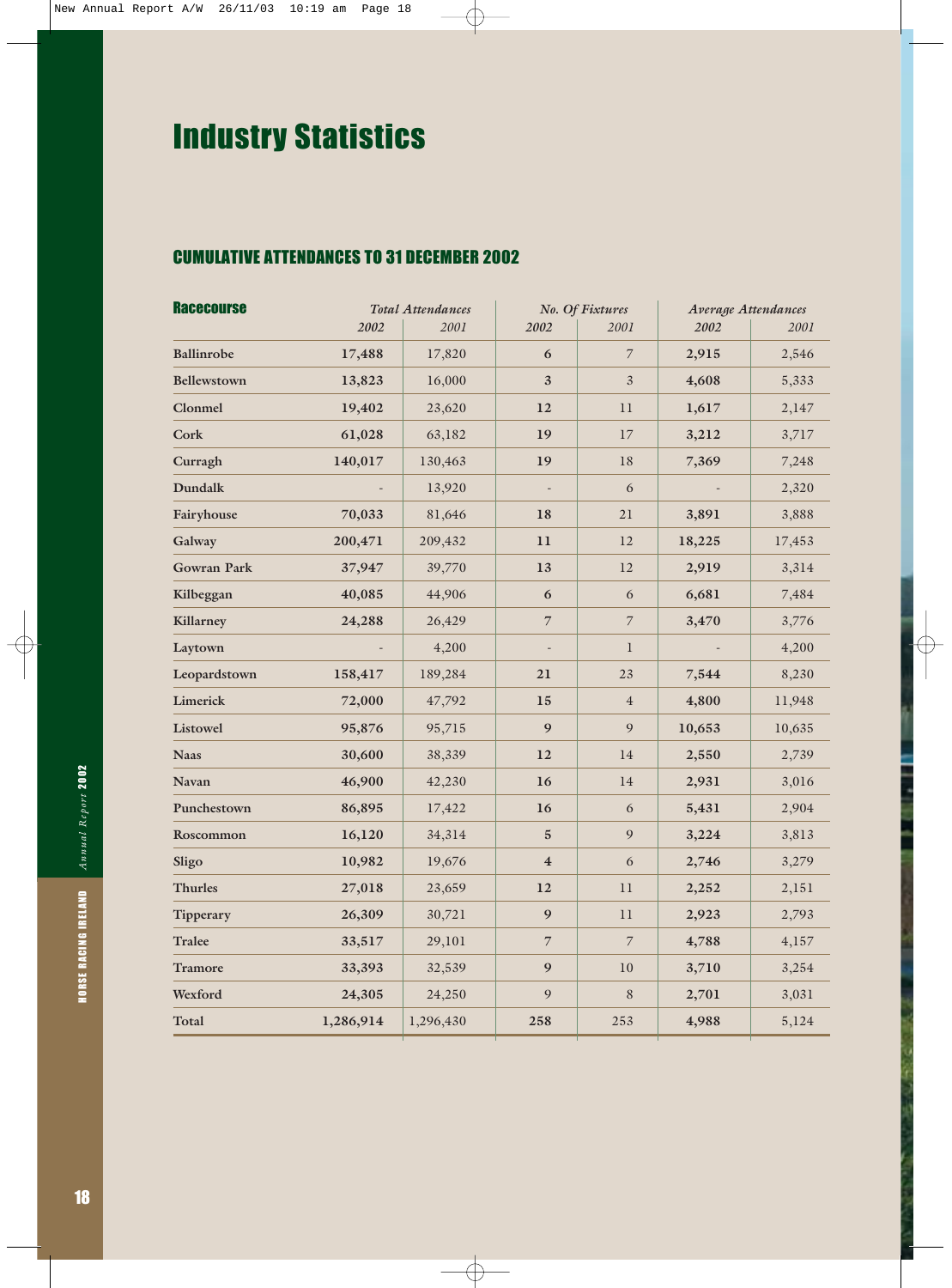# Industry Statistics

## CUMULATIVE ATTENDANCES TO 31 DECEMBER 2002

| Racecourse | Total Attendances | | No. Of Fixtures | | Average Attendances | |
|---|---|---|---|---|---|---|
| | 2002 | 2001 | 2002 | 2001 | 2002 | 2001 |
| Ballinrobe | **17,488** | 17,820 | **6** | 7 | **2,915** | 2,546 |
| Bellewstown | **13,823** | 16,000 | **3** | 3 | **4,608** | 5,333 |
| Clonmel | **19,402** | 23,620 | **12** | 11 | **1,617** | 2,147 |
| Cork | **61,028** | 63,182 | **19** | 17 | **3,212** | 3,717 |
| Curragh | **140,017** | 130,463 | **19** | 18 | **7,369** | 7,248 |
| Dundalk | - | 13,920 | - | 6 | - | 2,320 |
| Fairyhouse | **70,033** | 81,646 | **18** | 21 | **3,891** | 3,888 |
| Galway | **200,471** | 209,432 | **11** | 12 | **18,225** | 17,453 |
| Gowran Park | **37,947** | 39,770 | **13** | 12 | **2,919** | 3,314 |
| Kilbeggan | **40,085** | 44,906 | **6** | 6 | **6,681** | 7,484 |
| Killarney | **24,288** | 26,429 | **7** | 7 | **3,470** | 3,776 |
| Laytown | - | 4,200 | - | 1 | - | 4,200 |
| Leopardstown | **158,417** | 189,284 | **21** | 23 | **7,544** | 8,230 |
| Limerick | **72,000** | 47,792 | **15** | 4 | **4,800** | 11,948 |
| Listowel | **95,876** | 95,715 | **9** | 9 | **10,653** | 10,635 |
| Naas | **30,600** | 38,339 | **12** | 14 | **2,550** | 2,739 |
| Navan | **46,900** | 42,230 | **16** | 14 | **2,931** | 3,016 |
| Punchestown | **86,895** | 17,422 | **16** | 6 | **5,431** | 2,904 |
| Roscommon | **16,120** | 34,314 | **5** | 9 | **3,224** | 3,813 |
| Sligo | **10,982** | 19,676 | **4** | 6 | **2,746** | 3,279 |
| Thurles | **27,018** | 23,659 | **12** | 11 | **2,252** | 2,151 |
| Tipperary | **26,309** | 30,721 | **9** | 11 | **2,923** | 2,793 |
| Tralee | **33,517** | 29,101 | 7 | 7 | **4,788** | 4,157 |
| Tramore | **33,393** | 32,539 | **9** | 10 | **3,710** | 3,254 |
| Wexford | **24,305** | 24,250 | 9 | 8 | **2,701** | 3,031 |
| Total | **1,286,914** | 1,296,430 | **258** | 253 | **4,988** | 5,124 |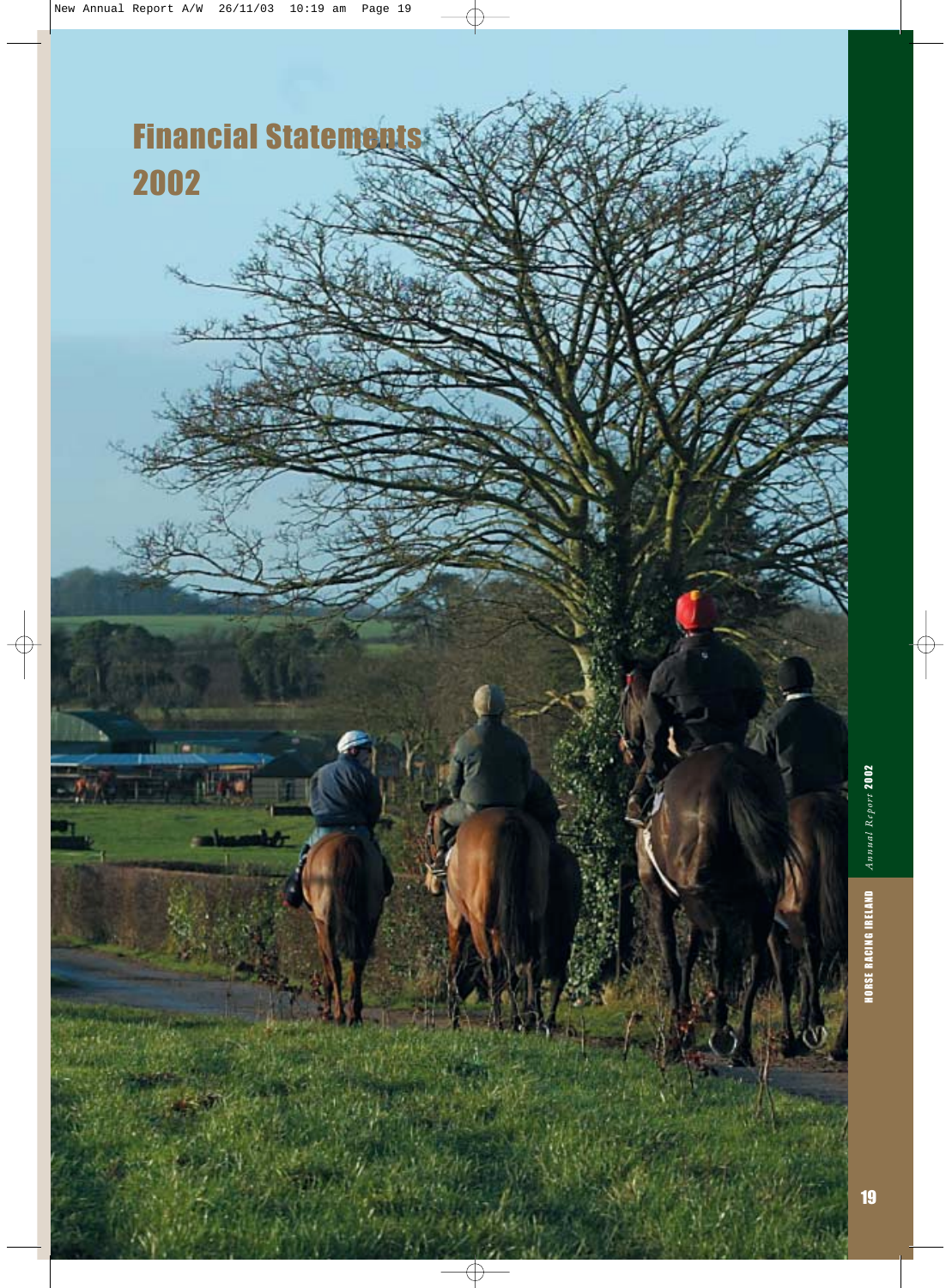# Financial Statements 2002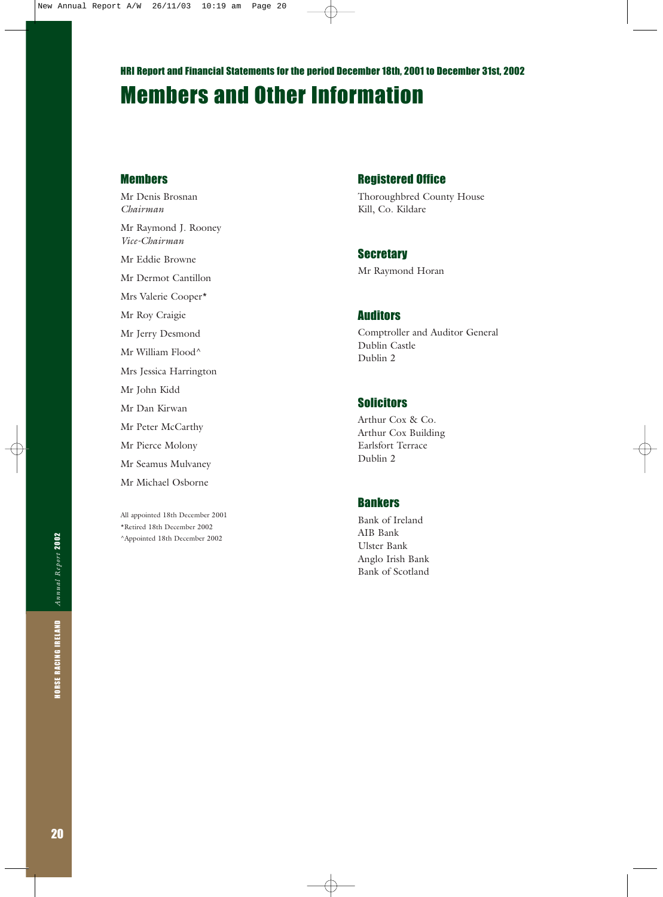HRI Report and Financial Statements for the period December 18th, 2001 to December 31st, 2002

# Members and Other Information

## Members

Mr Denis Brosnan
*Chairman*

Mr Raymond J. Rooney
*Vice-Chairman*

Mr Eddie Browne

Mr Dermot Cantillon

Mrs Valerie Cooper*

Mr Roy Craigie

Mr Jerry Desmond

Mr William Flood^

Mrs Jessica Harrington

Mr John Kidd

Mr Dan Kirwan

Mr Peter McCarthy

Mr Pierce Molony

Mr Seamus Mulvaney

Mr Michael Osborne

All appointed 18th December 2001
*Retired 18th December 2002
^Appointed 18th December 2002

## Registered Office

Thoroughbred County House
Kill, Co. Kildare

## Secretary

Mr Raymond Horan

## Auditors

Comptroller and Auditor General
Dublin Castle
Dublin 2

## Solicitors

Arthur Cox & Co.
Arthur Cox Building
Earlsfort Terrace
Dublin 2

## Bankers

Bank of Ireland
AIB Bank
Ulster Bank
Anglo Irish Bank
Bank of Scotland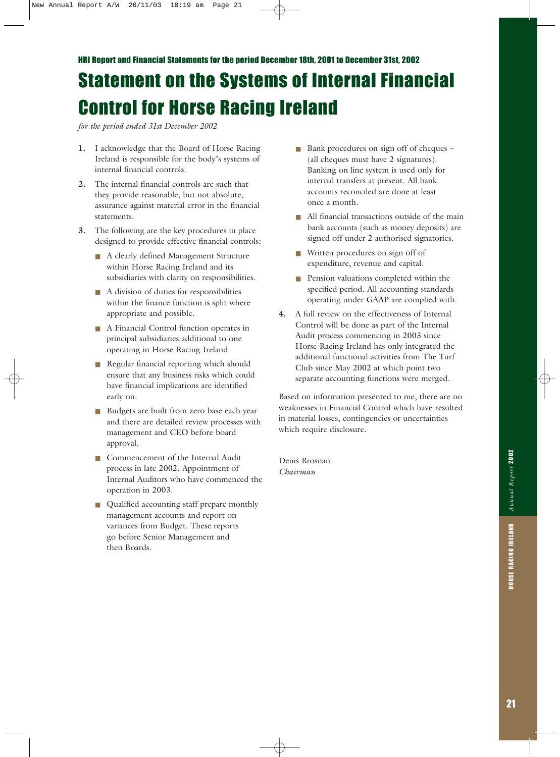HRI Report and Financial Statements for the period December 18th, 2001 to December 31st, 2002

# Statement on the Systems of Internal Financial Control for Horse Racing Ireland

*for the period ended 31st December 2002*

1. I acknowledge that the Board of Horse Racing Ireland is responsible for the body's systems of internal financial controls.

2. The internal financial controls are such that they provide reasonable, but not absolute, assurance against material error in the financial statements.

3. The following are the key procedures in place designed to provide effective financial controls:

   - A clearly defined Management Structure within Horse Racing Ireland and its subsidiaries with clarity on responsibilities.
   - A division of duties for responsibilities within the finance function is split where appropriate and possible.
   - A Financial Control function operates in principal subsidiaries additional to one operating in Horse Racing Ireland.
   - Regular financial reporting which should ensure that any business risks which could have financial implications are identified early on.
   - Budgets are built from zero base each year and there are detailed review processes with management and CEO before board approval.
   - Commencement of the Internal Audit process in late 2002. Appointment of Internal Auditors who have commenced the operation in 2003.
   - Qualified accounting staff prepare monthly management accounts and report on variances from Budget. These reports go before Senior Management and then Boards.
   - Bank procedures on sign off of cheques – (all cheques must have 2 signatures). Banking on line system is used only for internal transfers at present. All bank accounts reconciled are done at least once a month.
   - All financial transactions outside of the main bank accounts (such as money deposits) are signed off under 2 authorised signatories.
   - Written procedures on sign off of expenditure, revenue and capital.
   - Pension valuations completed within the specified period. All accounting standards operating under GAAP are complied with.

4. A full review on the effectiveness of Internal Control will be done as part of the Internal Audit process commencing in 2003 since Horse Racing Ireland has only integrated the additional functional activities from The Turf Club since May 2002 at which point two separate accounting functions were merged.

Based on information presented to me, there are no weaknesses in Financial Control which have resulted in material losses, contingencies or uncertainties which require disclosure.

Denis Brosnan  
*Chairman*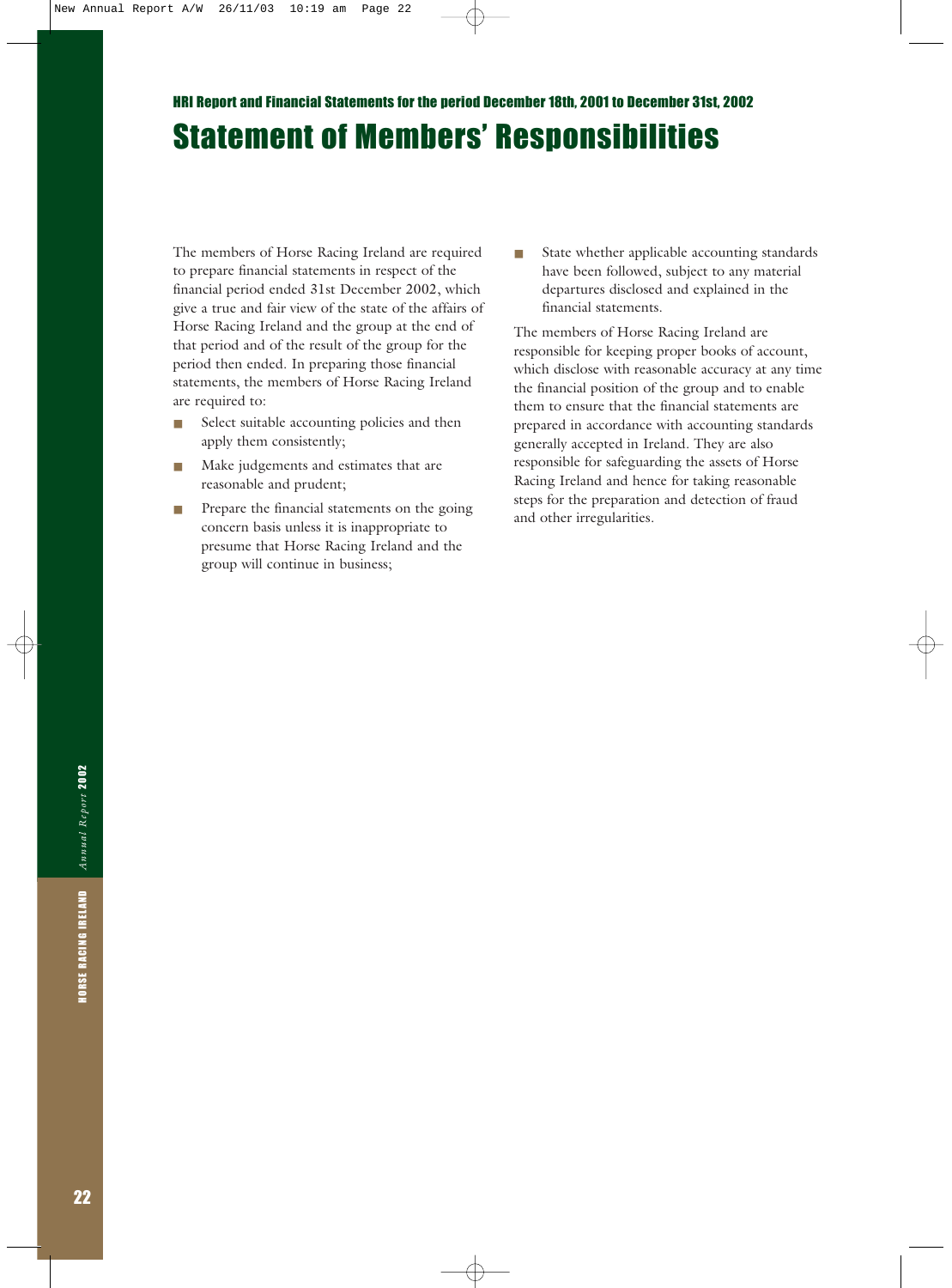HRI Report and Financial Statements for the period December 18th, 2001 to December 31st, 2002

# Statement of Members' Responsibilities

The members of Horse Racing Ireland are required to prepare financial statements in respect of the financial period ended 31st December 2002, which give a true and fair view of the state of the affairs of Horse Racing Ireland and the group at the end of that period and of the result of the group for the period then ended. In preparing those financial statements, the members of Horse Racing Ireland are required to:

- Select suitable accounting policies and then apply them consistently;
- Make judgements and estimates that are reasonable and prudent;
- Prepare the financial statements on the going concern basis unless it is inappropriate to presume that Horse Racing Ireland and the group will continue in business;
- State whether applicable accounting standards have been followed, subject to any material departures disclosed and explained in the financial statements.

The members of Horse Racing Ireland are responsible for keeping proper books of account, which disclose with reasonable accuracy at any time the financial position of the group and to enable them to ensure that the financial statements are prepared in accordance with accounting standards generally accepted in Ireland. They are also responsible for safeguarding the assets of Horse Racing Ireland and hence for taking reasonable steps for the preparation and detection of fraud and other irregularities.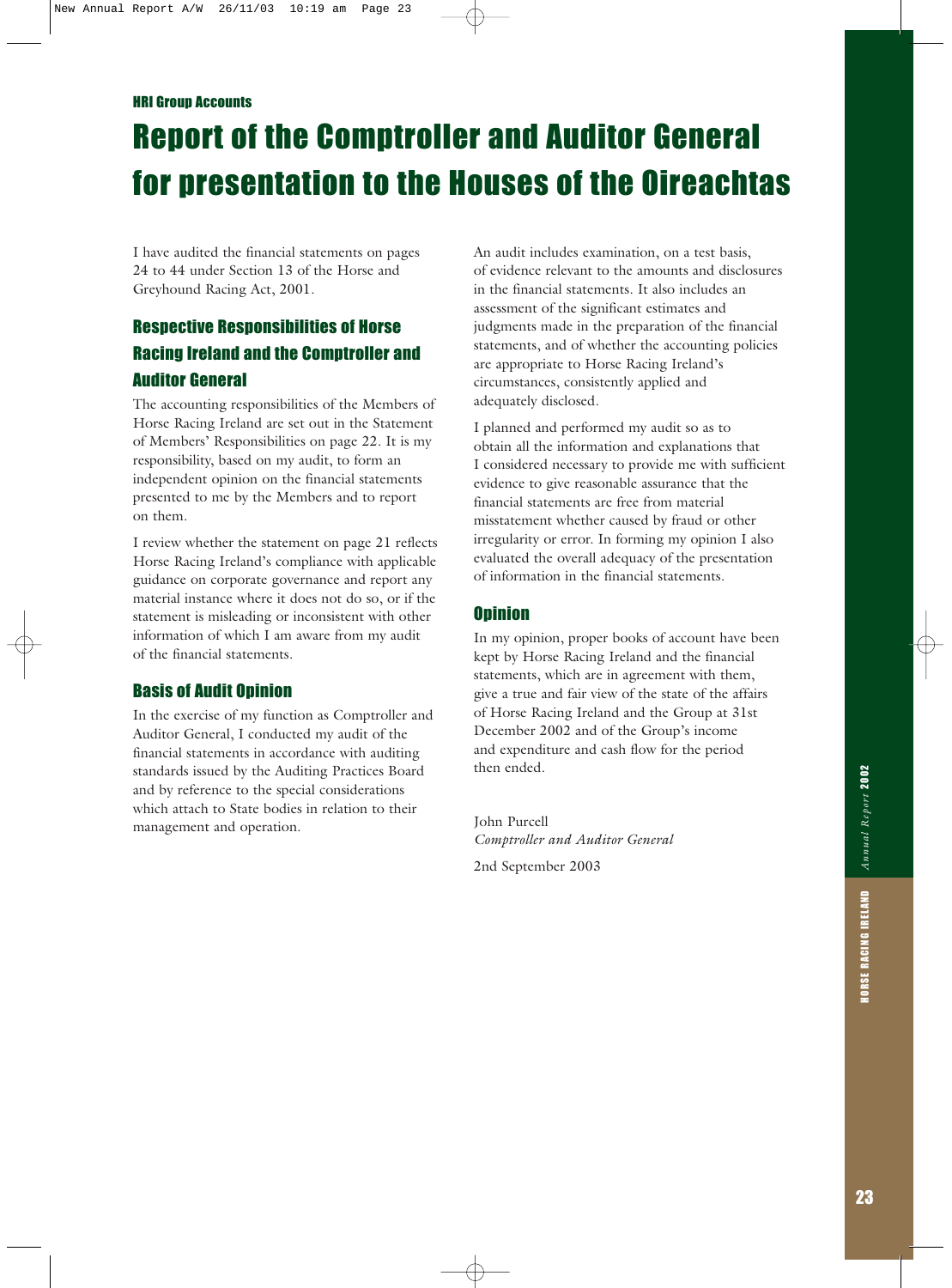HRI Group Accounts

# Report of the Comptroller and Auditor General for presentation to the Houses of the Oireachtas

I have audited the financial statements on pages 24 to 44 under Section 13 of the Horse and Greyhound Racing Act, 2001.

## Respective Responsibilities of Horse Racing Ireland and the Comptroller and Auditor General

The accounting responsibilities of the Members of Horse Racing Ireland are set out in the Statement of Members' Responsibilities on page 22. It is my responsibility, based on my audit, to form an independent opinion on the financial statements presented to me by the Members and to report on them.

I review whether the statement on page 21 reflects Horse Racing Ireland's compliance with applicable guidance on corporate governance and report any material instance where it does not do so, or if the statement is misleading or inconsistent with other information of which I am aware from my audit of the financial statements.

## Basis of Audit Opinion

In the exercise of my function as Comptroller and Auditor General, I conducted my audit of the financial statements in accordance with auditing standards issued by the Auditing Practices Board and by reference to the special considerations which attach to State bodies in relation to their management and operation.

An audit includes examination, on a test basis, of evidence relevant to the amounts and disclosures in the financial statements. It also includes an assessment of the significant estimates and judgments made in the preparation of the financial statements, and of whether the accounting policies are appropriate to Horse Racing Ireland's circumstances, consistently applied and adequately disclosed.

I planned and performed my audit so as to obtain all the information and explanations that I considered necessary to provide me with sufficient evidence to give reasonable assurance that the financial statements are free from material misstatement whether caused by fraud or other irregularity or error. In forming my opinion I also evaluated the overall adequacy of the presentation of information in the financial statements.

## Opinion

In my opinion, proper books of account have been kept by Horse Racing Ireland and the financial statements, which are in agreement with them, give a true and fair view of the state of the affairs of Horse Racing Ireland and the Group at 31st December 2002 and of the Group's income and expenditure and cash flow for the period then ended.

John Purcell
*Comptroller and Auditor General*

2nd September 2003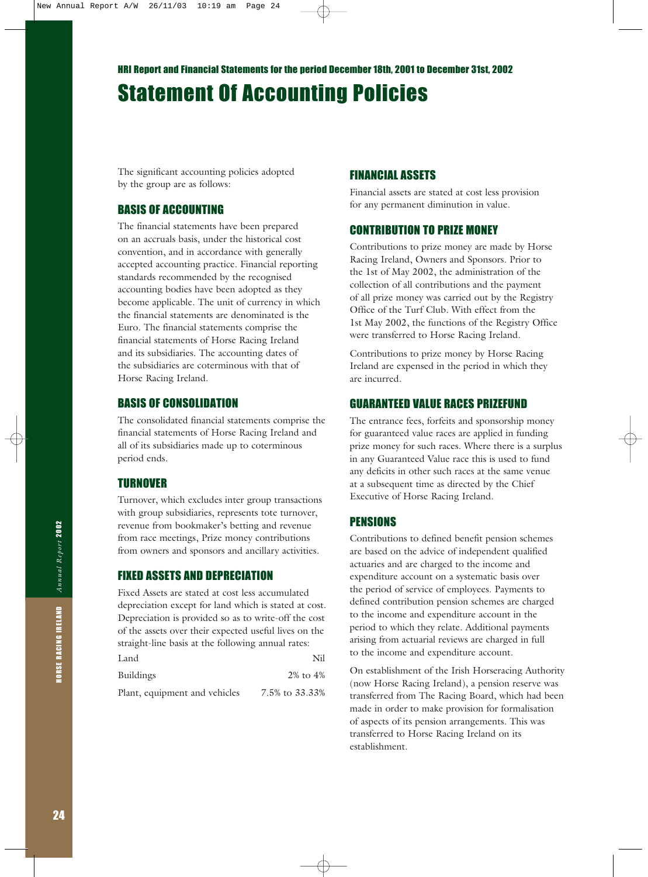HRI Report and Financial Statements for the period December 18th, 2001 to December 31st, 2002

# Statement Of Accounting Policies

The significant accounting policies adopted by the group are as follows:

## BASIS OF ACCOUNTING

The financial statements have been prepared on an accruals basis, under the historical cost convention, and in accordance with generally accepted accounting practice. Financial reporting standards recommended by the recognised accounting bodies have been adopted as they become applicable. The unit of currency in which the financial statements are denominated is the Euro. The financial statements comprise the financial statements of Horse Racing Ireland and its subsidiaries. The accounting dates of the subsidiaries are coterminous with that of Horse Racing Ireland.

## BASIS OF CONSOLIDATION

The consolidated financial statements comprise the financial statements of Horse Racing Ireland and all of its subsidiaries made up to coterminous period ends.

## TURNOVER

Turnover, which excludes inter group transactions with group subsidiaries, represents tote turnover, revenue from bookmaker's betting and revenue from race meetings, Prize money contributions from owners and sponsors and ancillary activities.

## FIXED ASSETS AND DEPRECIATION

Fixed Assets are stated at cost less accumulated depreciation except for land which is stated at cost. Depreciation is provided so as to write-off the cost of the assets over their expected useful lives on the straight-line basis at the following annual rates:

| | |
|---|---|
| Land | Nil |
| Buildings | 2% to 4% |
| Plant, equipment and vehicles | 7.5% to 33.33% |

## FINANCIAL ASSETS

Financial assets are stated at cost less provision for any permanent diminution in value.

## CONTRIBUTION TO PRIZE MONEY

Contributions to prize money are made by Horse Racing Ireland, Owners and Sponsors. Prior to the 1st of May 2002, the administration of the collection of all contributions and the payment of all prize money was carried out by the Registry Office of the Turf Club. With effect from the 1st May 2002, the functions of the Registry Office were transferred to Horse Racing Ireland.

Contributions to prize money by Horse Racing Ireland are expensed in the period in which they are incurred.

## GUARANTEED VALUE RACES PRIZEFUND

The entrance fees, forfeits and sponsorship money for guaranteed value races are applied in funding prize money for such races. Where there is a surplus in any Guaranteed Value race this is used to fund any deficits in other such races at the same venue at a subsequent time as directed by the Chief Executive of Horse Racing Ireland.

## PENSIONS

Contributions to defined benefit pension schemes are based on the advice of independent qualified actuaries and are charged to the income and expenditure account on a systematic basis over the period of service of employees. Payments to defined contribution pension schemes are charged to the income and expenditure account in the period to which they relate. Additional payments arising from actuarial reviews are charged in full to the income and expenditure account.

On establishment of the Irish Horseracing Authority (now Horse Racing Ireland), a pension reserve was transferred from The Racing Board, which had been made in order to make provision for formalisation of aspects of its pension arrangements. This was transferred to Horse Racing Ireland on its establishment.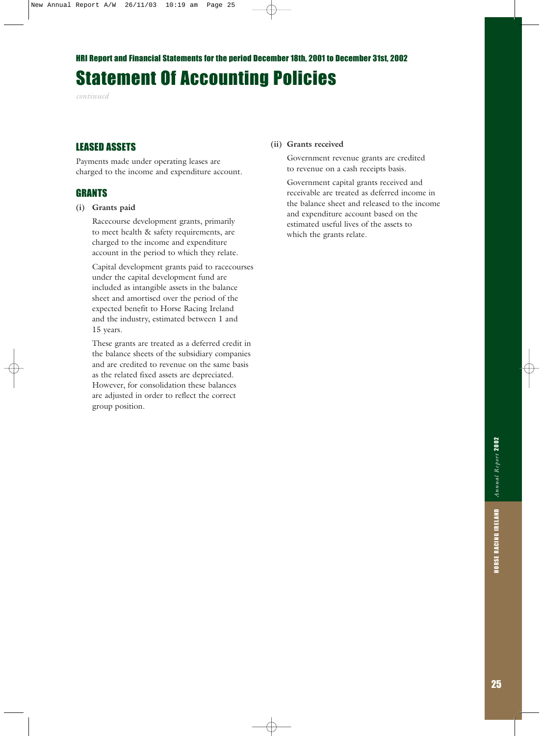# Statement Of Accounting Policies

*continued*

## LEASED ASSETS

Payments made under operating leases are charged to the income and expenditure account.

## GRANTS

**(i) Grants paid**

Racecourse development grants, primarily to meet health & safety requirements, are charged to the income and expenditure account in the period to which they relate.

Capital development grants paid to racecourses under the capital development fund are included as intangible assets in the balance sheet and amortised over the period of the expected benefit to Horse Racing Ireland and the industry, estimated between 1 and 15 years.

These grants are treated as a deferred credit in the balance sheets of the subsidiary companies and are credited to revenue on the same basis as the related fixed assets are depreciated. However, for consolidation these balances are adjusted in order to reflect the correct group position.

**(ii) Grants received**

Government revenue grants are credited to revenue on a cash receipts basis.

Government capital grants received and receivable are treated as deferred income in the balance sheet and released to the income and expenditure account based on the estimated useful lives of the assets to which the grants relate.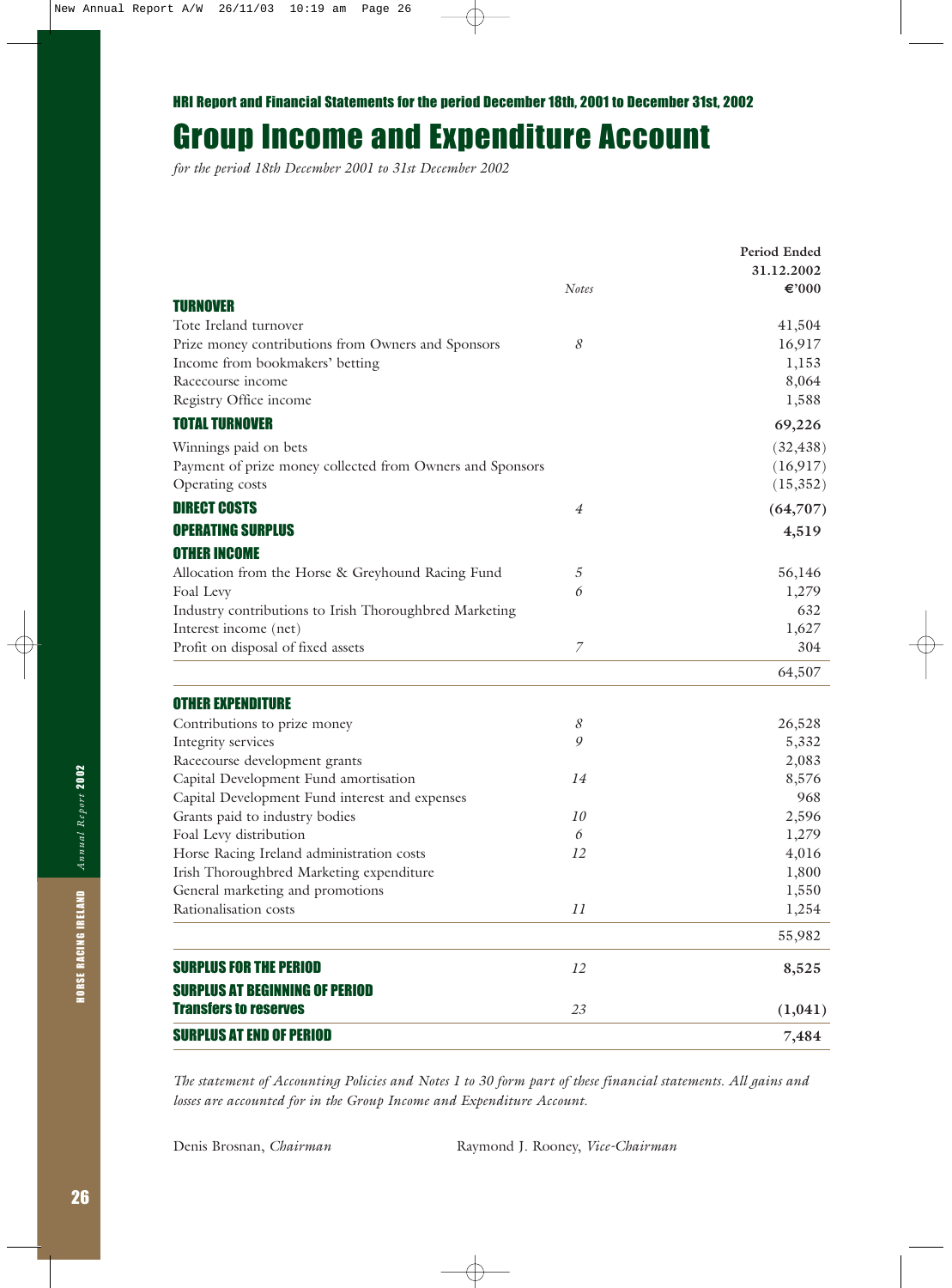HRI Report and Financial Statements for the period December 18th, 2001 to December 31st, 2002

# Group Income and Expenditure Account

*for the period 18th December 2001 to 31st December 2002*

| | Notes | Period Ended 31.12.2002 €'000 |
|---|---|---|
| **TURNOVER** | | |
| Tote Ireland turnover | | 41,504 |
| Prize money contributions from Owners and Sponsors | 8 | 16,917 |
| Income from bookmakers' betting | | 1,153 |
| Racecourse income | | 8,064 |
| Registry Office income | | 1,588 |
| **TOTAL TURNOVER** | | **69,226** |
| Winnings paid on bets | | (32,438) |
| Payment of prize money collected from Owners and Sponsors | | (16,917) |
| Operating costs | | (15,352) |
| **DIRECT COSTS** | 4 | **(64,707)** |
| **OPERATING SURPLUS** | | **4,519** |
| **OTHER INCOME** | | |
| Allocation from the Horse & Greyhound Racing Fund | 5 | 56,146 |
| Foal Levy | 6 | 1,279 |
| Industry contributions to Irish Thoroughbred Marketing | | 632 |
| Interest income (net) | | 1,627 |
| Profit on disposal of fixed assets | 7 | 304 |
| | | 64,507 |
| **OTHER EXPENDITURE** | | |
| Contributions to prize money | 8 | 26,528 |
| Integrity services | 9 | 5,332 |
| Racecourse development grants | | 2,083 |
| Capital Development Fund amortisation | 14 | 8,576 |
| Capital Development Fund interest and expenses | | 968 |
| Grants paid to industry bodies | 10 | 2,596 |
| Foal Levy distribution | 6 | 1,279 |
| Horse Racing Ireland administration costs | 12 | 4,016 |
| Irish Thoroughbred Marketing expenditure | | 1,800 |
| General marketing and promotions | | 1,550 |
| Rationalisation costs | 11 | 1,254 |
| | | 55,982 |
| **SURPLUS FOR THE PERIOD** | 12 | **8,525** |
| **SURPLUS AT BEGINNING OF PERIOD** | | |
| **Transfers to reserves** | 23 | **(1,041)** |
| **SURPLUS AT END OF PERIOD** | | **7,484** |

*The statement of Accounting Policies and Notes 1 to 30 form part of these financial statements. All gains and losses are accounted for in the Group Income and Expenditure Account.*

Denis Brosnan, *Chairman*

Raymond J. Rooney, *Vice-Chairman*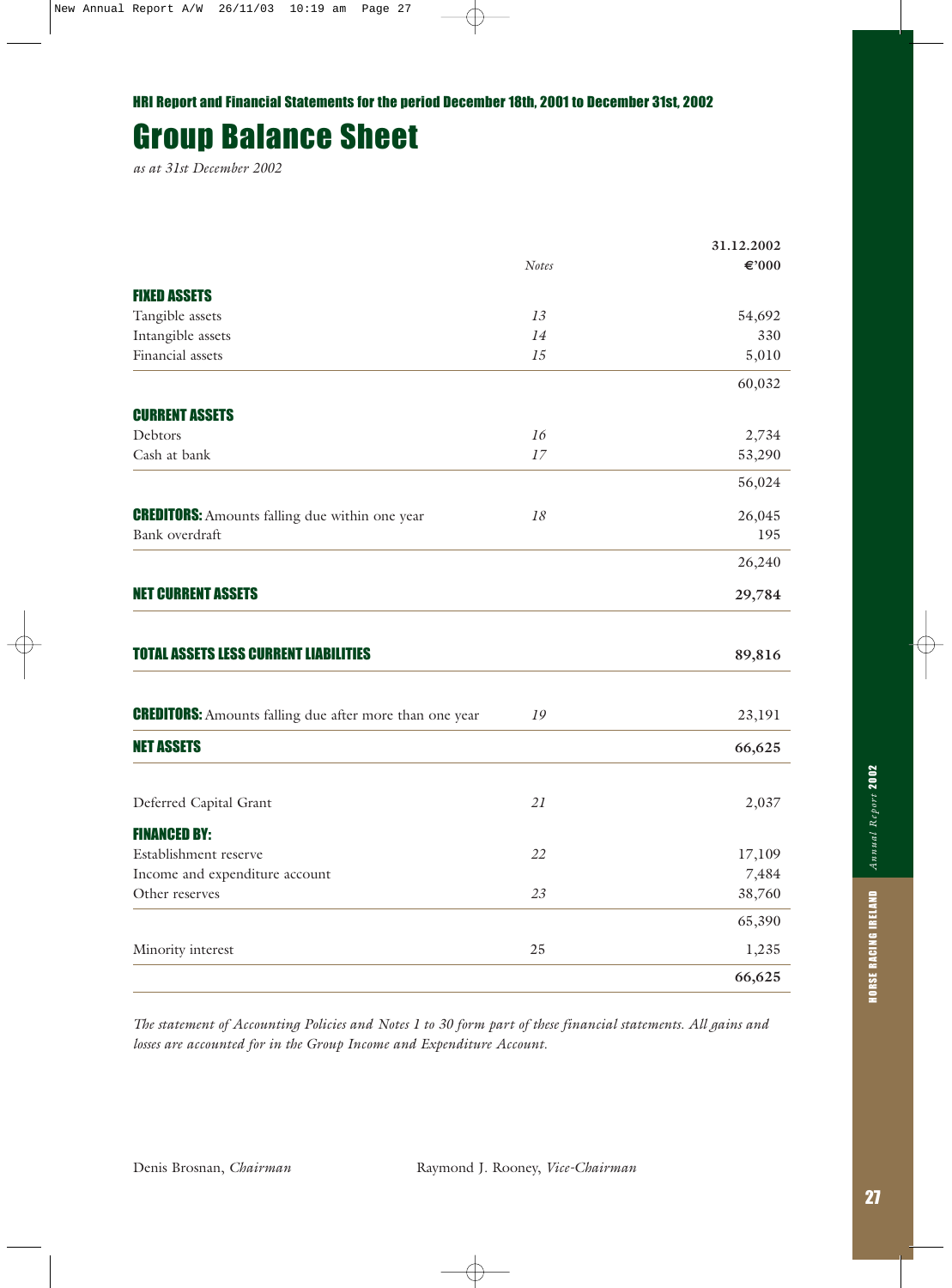HRI Report and Financial Statements for the period December 18th, 2001 to December 31st, 2002

# Group Balance Sheet

*as at 31st December 2002*

| | *Notes* | **31.12.2002** **€'000** |
|---|---|---|
| **FIXED ASSETS** | | |
| Tangible assets | *13* | 54,692 |
| Intangible assets | *14* | 330 |
| Financial assets | *15* | 5,010 |
| | | 60,032 |
| **CURRENT ASSETS** | | |
| Debtors | *16* | 2,734 |
| Cash at bank | *17* | 53,290 |
| | | 56,024 |
| **CREDITORS:** Amounts falling due within one year | *18* | 26,045 |
| Bank overdraft | | 195 |
| | | 26,240 |
| **NET CURRENT ASSETS** | | **29,784** |
| **TOTAL ASSETS LESS CURRENT LIABILITIES** | | **89,816** |
| **CREDITORS:** Amounts falling due after more than one year | *19* | 23,191 |
| **NET ASSETS** | | **66,625** |
| Deferred Capital Grant | *21* | 2,037 |
| **FINANCED BY:** | | |
| Establishment reserve | *22* | 17,109 |
| Income and expenditure account | | 7,484 |
| Other reserves | *23* | 38,760 |
| | | 65,390 |
| Minority interest | 25 | 1,235 |
| | | **66,625** |

*The statement of Accounting Policies and Notes 1 to 30 form part of these financial statements. All gains and losses are accounted for in the Group Income and Expenditure Account.*

Denis Brosnan, *Chairman*

Raymond J. Rooney, *Vice-Chairman*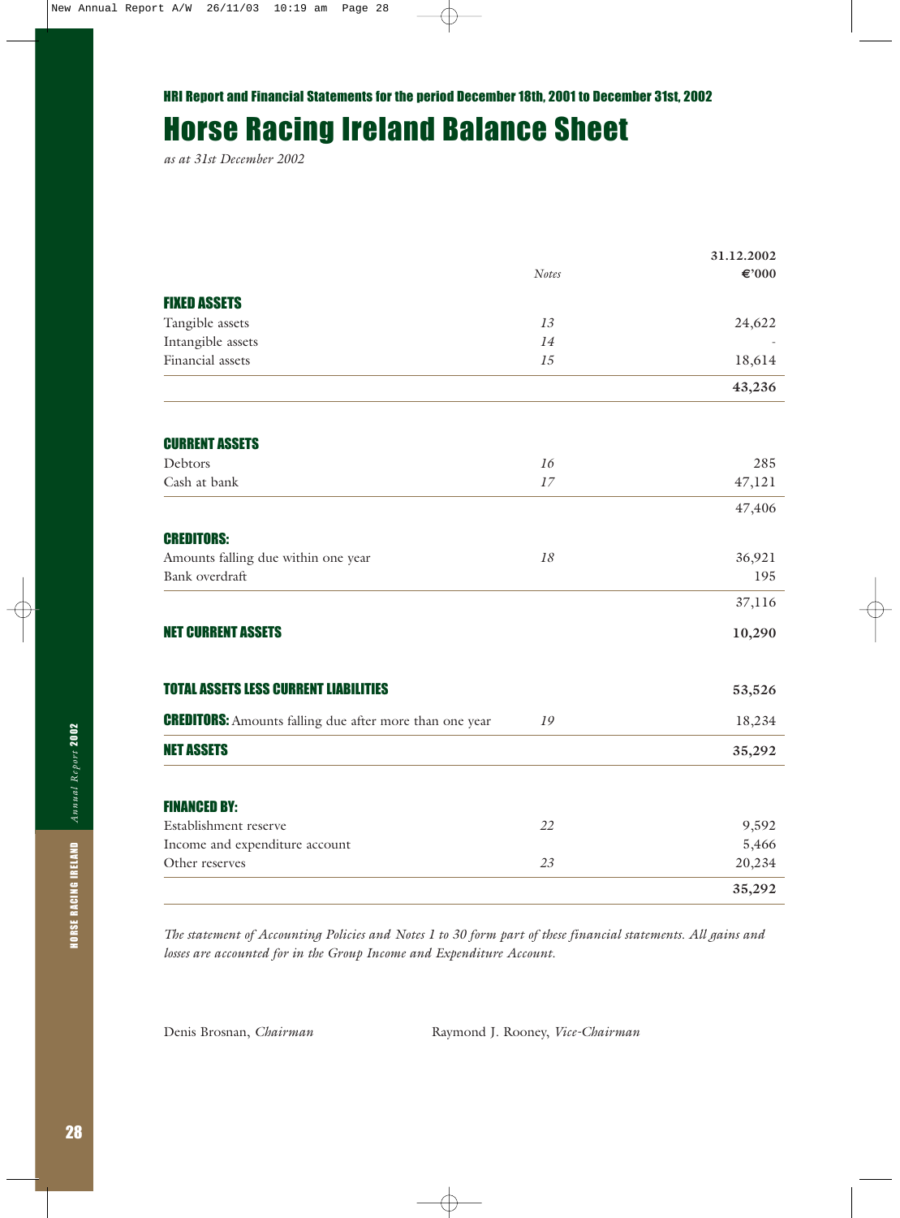HRI Report and Financial Statements for the period December 18th, 2001 to December 31st, 2002

# Horse Racing Ireland Balance Sheet

*as at 31st December 2002*

| | *Notes* | 31.12.2002 €'000 |
|---|---|---|
| **FIXED ASSETS** | | |
| Tangible assets | *13* | 24,622 |
| Intangible assets | *14* | - |
| Financial assets | *15* | 18,614 |
| | | **43,236** |
| **CURRENT ASSETS** | | |
| Debtors | *16* | 285 |
| Cash at bank | *17* | 47,121 |
| | | 47,406 |
| **CREDITORS:** | | |
| Amounts falling due within one year | *18* | 36,921 |
| Bank overdraft | | 195 |
| | | 37,116 |
| **NET CURRENT ASSETS** | | **10,290** |
| **TOTAL ASSETS LESS CURRENT LIABILITIES** | | **53,526** |
| **CREDITORS:** Amounts falling due after more than one year | *19* | 18,234 |
| **NET ASSETS** | | **35,292** |
| **FINANCED BY:** | | |
| Establishment reserve | *22* | 9,592 |
| Income and expenditure account | | 5,466 |
| Other reserves | *23* | 20,234 |
| | | **35,292** |

*The statement of Accounting Policies and Notes 1 to 30 form part of these financial statements. All gains and losses are accounted for in the Group Income and Expenditure Account.*

Denis Brosnan, *Chairman*

Raymond J. Rooney, *Vice-Chairman*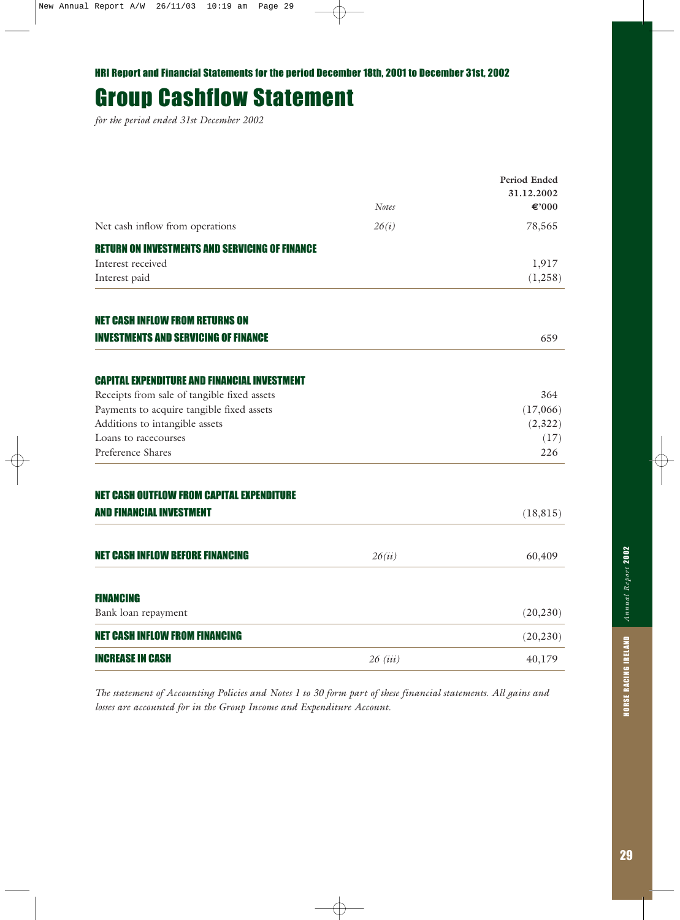HRI Report and Financial Statements for the period December 18th, 2001 to December 31st, 2002

# Group Cashflow Statement

*for the period ended 31st December 2002*

| | Notes | Period Ended 31.12.2002 €'000 |
|---|---|---|
| Net cash inflow from operations | *26(i)* | 78,565 |
| **RETURN ON INVESTMENTS AND SERVICING OF FINANCE** | | |
| Interest received | | 1,917 |
| Interest paid | | (1,258) |
| **NET CASH INFLOW FROM RETURNS ON INVESTMENTS AND SERVICING OF FINANCE** | | 659 |
| **CAPITAL EXPENDITURE AND FINANCIAL INVESTMENT** | | |
| Receipts from sale of tangible fixed assets | | 364 |
| Payments to acquire tangible fixed assets | | (17,066) |
| Additions to intangible assets | | (2,322) |
| Loans to racecourses | | (17) |
| Preference Shares | | 226 |
| **NET CASH OUTFLOW FROM CAPITAL EXPENDITURE AND FINANCIAL INVESTMENT** | | (18,815) |
| **NET CASH INFLOW BEFORE FINANCING** | *26(ii)* | 60,409 |
| **FINANCING** | | |
| Bank loan repayment | | (20,230) |
| **NET CASH INFLOW FROM FINANCING** | | (20,230) |
| **INCREASE IN CASH** | *26 (iii)* | 40,179 |

*The statement of Accounting Policies and Notes 1 to 30 form part of these financial statements. All gains and losses are accounted for in the Group Income and Expenditure Account.*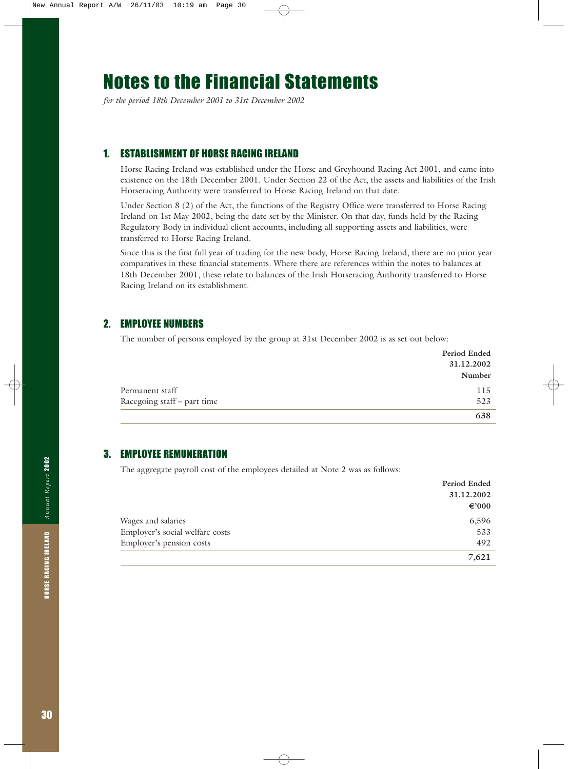# Notes to the Financial Statements

*for the period 18th December 2001 to 31st December 2002*

## 1. ESTABLISHMENT OF HORSE RACING IRELAND

Horse Racing Ireland was established under the Horse and Greyhound Racing Act 2001, and came into existence on the 18th December 2001. Under Section 22 of the Act, the assets and liabilities of the Irish Horseracing Authority were transferred to Horse Racing Ireland on that date.

Under Section 8 (2) of the Act, the functions of the Registry Office were transferred to Horse Racing Ireland on 1st May 2002, being the date set by the Minister. On that day, funds held by the Racing Regulatory Body in individual client accounts, including all supporting assets and liabilities, were transferred to Horse Racing Ireland.

Since this is the first full year of trading for the new body, Horse Racing Ireland, there are no prior year comparatives in these financial statements. Where there are references within the notes to balances at 18th December 2001, these relate to balances of the Irish Horseracing Authority transferred to Horse Racing Ireland on its establishment.

## 2. EMPLOYEE NUMBERS

The number of persons employed by the group at 31st December 2002 is as set out below:

| | Period Ended 31.12.2002 Number |
|---|---|
| Permanent staff | 115 |
| Racegoing staff – part time | 523 |
| | **638** |

## 3. EMPLOYEE REMUNERATION

The aggregate payroll cost of the employees detailed at Note 2 was as follows:

| | Period Ended 31.12.2002 €'000 |
|---|---|
| Wages and salaries | 6,596 |
| Employer's social welfare costs | 533 |
| Employer's pension costs | 492 |
| | **7,621** |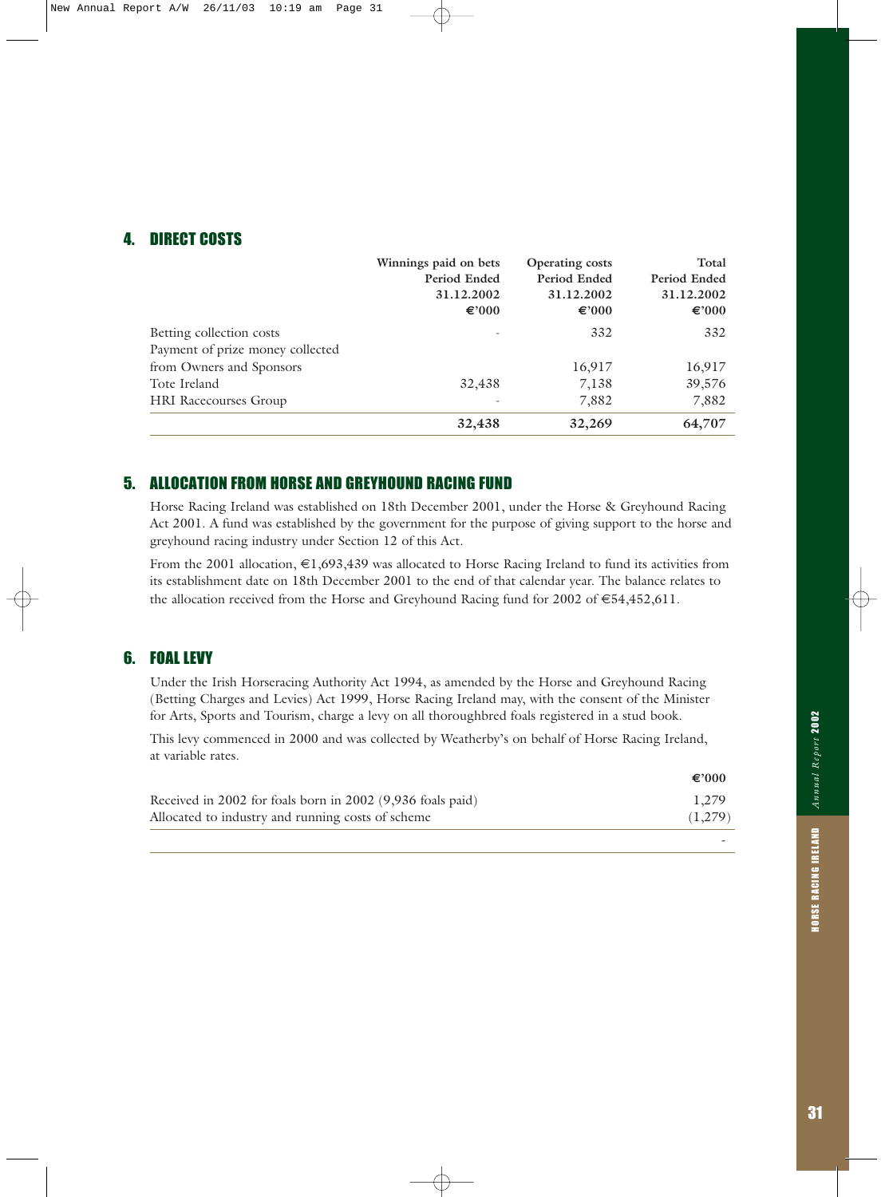## 4. DIRECT COSTS

| | Winnings paid on bets Period Ended 31.12.2002 €'000 | Operating costs Period Ended 31.12.2002 €'000 | Total Period Ended 31.12.2002 €'000 |
|---|---|---|---|
| Betting collection costs | - | 332 | 332 |
| Payment of prize money collected from Owners and Sponsors | | 16,917 | 16,917 |
| Tote Ireland | 32,438 | 7,138 | 39,576 |
| HRI Racecourses Group | - | 7,882 | 7,882 |
| | **32,438** | **32,269** | **64,707** |

## 5. ALLOCATION FROM HORSE AND GREYHOUND RACING FUND

Horse Racing Ireland was established on 18th December 2001, under the Horse & Greyhound Racing Act 2001. A fund was established by the government for the purpose of giving support to the horse and greyhound racing industry under Section 12 of this Act.

From the 2001 allocation, €1,693,439 was allocated to Horse Racing Ireland to fund its activities from its establishment date on 18th December 2001 to the end of that calendar year. The balance relates to the allocation received from the Horse and Greyhound Racing fund for 2002 of €54,452,611.

## 6. FOAL LEVY

Under the Irish Horseracing Authority Act 1994, as amended by the Horse and Greyhound Racing (Betting Charges and Levies) Act 1999, Horse Racing Ireland may, with the consent of the Minister for Arts, Sports and Tourism, charge a levy on all thoroughbred foals registered in a stud book.

This levy commenced in 2000 and was collected by Weatherby's on behalf of Horse Racing Ireland, at variable rates.

| | €'000 |
|---|---|
| Received in 2002 for foals born in 2002 (9,936 foals paid) | 1,279 |
| Allocated to industry and running costs of scheme | (1,279) |
| | - |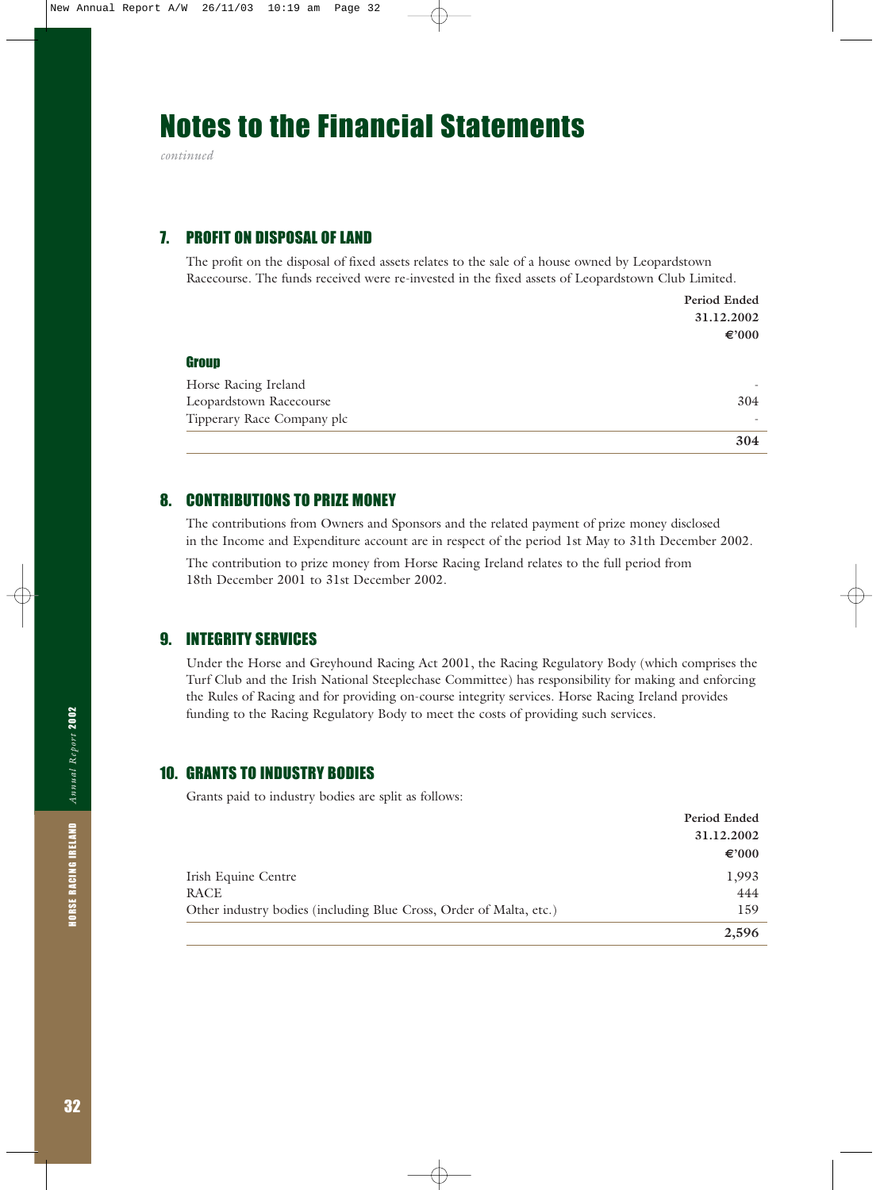# Notes to the Financial Statements

*continued*

## 7. PROFIT ON DISPOSAL OF LAND

The profit on the disposal of fixed assets relates to the sale of a house owned by Leopardstown Racecourse. The funds received were re-invested in the fixed assets of Leopardstown Club Limited.

| | Period Ended 31.12.2002 €'000 |
|---|---|
| **Group** | |
| Horse Racing Ireland | - |
| Leopardstown Racecourse | 304 |
| Tipperary Race Company plc | - |
| | **304** |

## 8. CONTRIBUTIONS TO PRIZE MONEY

The contributions from Owners and Sponsors and the related payment of prize money disclosed in the Income and Expenditure account are in respect of the period 1st May to 31th December 2002.

The contribution to prize money from Horse Racing Ireland relates to the full period from 18th December 2001 to 31st December 2002.

## 9. INTEGRITY SERVICES

Under the Horse and Greyhound Racing Act 2001, the Racing Regulatory Body (which comprises the Turf Club and the Irish National Steeplechase Committee) has responsibility for making and enforcing the Rules of Racing and for providing on-course integrity services. Horse Racing Ireland provides funding to the Racing Regulatory Body to meet the costs of providing such services.

## 10. GRANTS TO INDUSTRY BODIES

Grants paid to industry bodies are split as follows:

| | Period Ended 31.12.2002 €'000 |
|---|---|
| Irish Equine Centre | 1,993 |
| RACE | 444 |
| Other industry bodies (including Blue Cross, Order of Malta, etc.) | 159 |
| | **2,596** |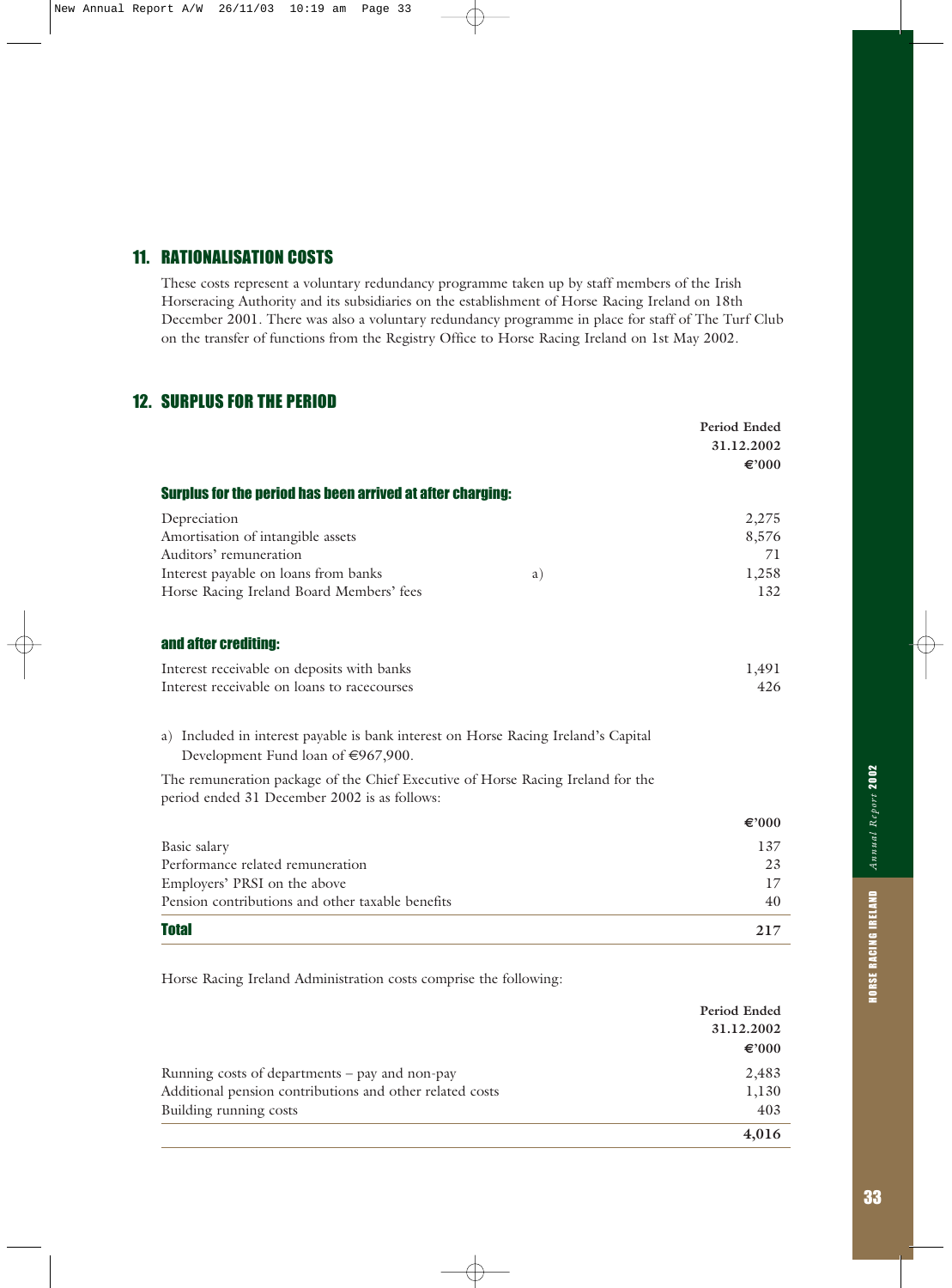## 11. RATIONALISATION COSTS

These costs represent a voluntary redundancy programme taken up by staff members of the Irish Horseracing Authority and its subsidiaries on the establishment of Horse Racing Ireland on 18th December 2001. There was also a voluntary redundancy programme in place for staff of The Turf Club on the transfer of functions from the Registry Office to Horse Racing Ireland on 1st May 2002.

## 12. SURPLUS FOR THE PERIOD

| | | Period Ended 31.12.2002 €'000 |
|---|---|---|
| **Surplus for the period has been arrived at after charging:** | | |
| Depreciation | | 2,275 |
| Amortisation of intangible assets | | 8,576 |
| Auditors' remuneration | | 71 |
| Interest payable on loans from banks | a) | 1,258 |
| Horse Racing Ireland Board Members' fees | | 132 |
| **and after crediting:** | | |
| Interest receivable on deposits with banks | | 1,491 |
| Interest receivable on loans to racecourses | | 426 |

a) Included in interest payable is bank interest on Horse Racing Ireland's Capital Development Fund loan of €967,900.

The remuneration package of the Chief Executive of Horse Racing Ireland for the period ended 31 December 2002 is as follows:

| | €'000 |
|---|---|
| Basic salary | 137 |
| Performance related remuneration | 23 |
| Employers' PRSI on the above | 17 |
| Pension contributions and other taxable benefits | 40 |
| **Total** | **217** |

Horse Racing Ireland Administration costs comprise the following:

| | Period Ended 31.12.2002 €'000 |
|---|---|
| Running costs of departments – pay and non-pay | 2,483 |
| Additional pension contributions and other related costs | 1,130 |
| Building running costs | 403 |
| | **4,016** |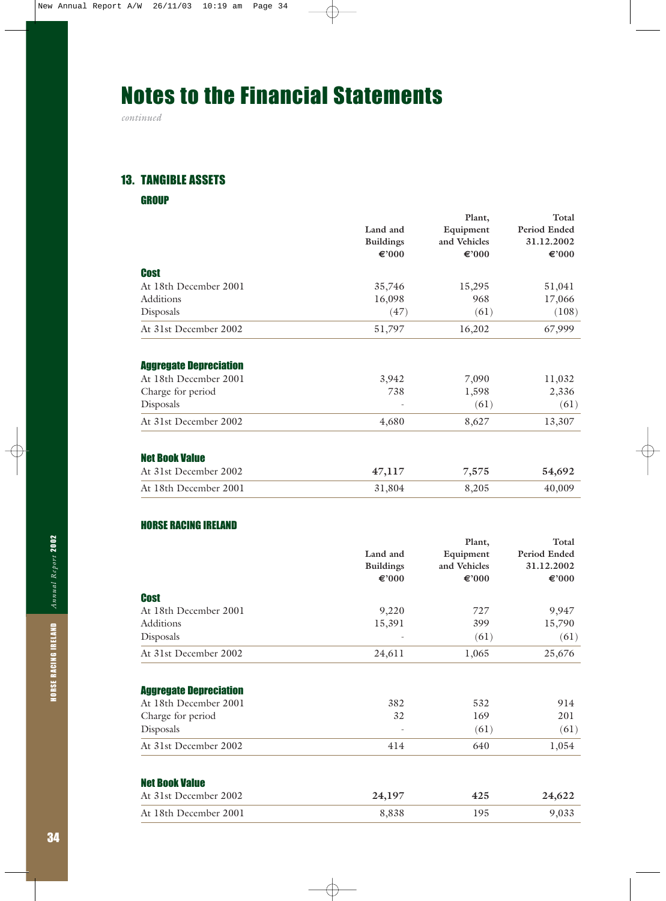# Notes to the Financial Statements

*continued*

## 13. TANGIBLE ASSETS

### GROUP

| | Land and Buildings €'000 | Plant, Equipment and Vehicles €'000 | Total Period Ended 31.12.2002 €'000 |
|---|---|---|---|
| **Cost** | | | |
| At 18th December 2001 | 35,746 | 15,295 | 51,041 |
| Additions | 16,098 | 968 | 17,066 |
| Disposals | (47) | (61) | (108) |
| At 31st December 2002 | 51,797 | 16,202 | 67,999 |
| **Aggregate Depreciation** | | | |
| At 18th December 2001 | 3,942 | 7,090 | 11,032 |
| Charge for period | 738 | 1,598 | 2,336 |
| Disposals | - | (61) | (61) |
| At 31st December 2002 | 4,680 | 8,627 | 13,307 |
| **Net Book Value** | | | |
| At 31st December 2002 | **47,117** | **7,575** | **54,692** |
| At 18th December 2001 | 31,804 | 8,205 | 40,009 |

### HORSE RACING IRELAND

| | Land and Buildings €'000 | Plant, Equipment and Vehicles €'000 | Total Period Ended 31.12.2002 €'000 |
|---|---|---|---|
| **Cost** | | | |
| At 18th December 2001 | 9,220 | 727 | 9,947 |
| Additions | 15,391 | 399 | 15,790 |
| Disposals | - | (61) | (61) |
| At 31st December 2002 | 24,611 | 1,065 | 25,676 |
| **Aggregate Depreciation** | | | |
| At 18th December 2001 | 382 | 532 | 914 |
| Charge for period | 32 | 169 | 201 |
| Disposals | - | (61) | (61) |
| At 31st December 2002 | 414 | 640 | 1,054 |
| **Net Book Value** | | | |
| At 31st December 2002 | **24,197** | **425** | **24,622** |
| At 18th December 2001 | 8,838 | 195 | 9,033 |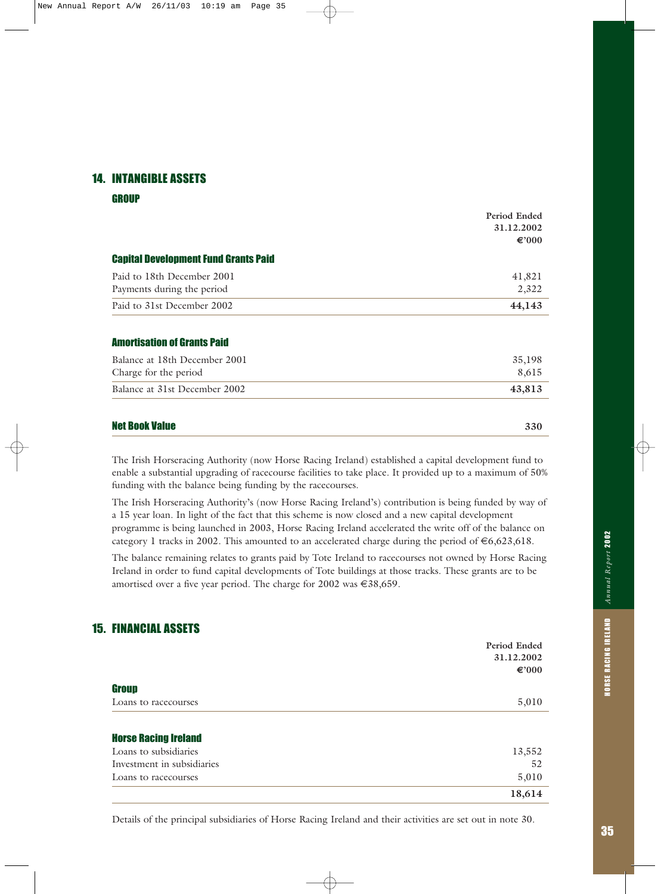## 14. INTANGIBLE ASSETS

### GROUP

| | Period Ended 31.12.2002 €'000 |
|---|---|
| **Capital Development Fund Grants Paid** | |
| Paid to 18th December 2001 | 41,821 |
| Payments during the period | 2,322 |
| Paid to 31st December 2002 | **44,143** |
| | |
| **Amortisation of Grants Paid** | |
| Balance at 18th December 2001 | 35,198 |
| Charge for the period | 8,615 |
| Balance at 31st December 2002 | **43,813** |
| | |
| **Net Book Value** | **330** |

The Irish Horseracing Authority (now Horse Racing Ireland) established a capital development fund to enable a substantial upgrading of racecourse facilities to take place. It provided up to a maximum of 50% funding with the balance being funding by the racecourses.

The Irish Horseracing Authority's (now Horse Racing Ireland's) contribution is being funded by way of a 15 year loan. In light of the fact that this scheme is now closed and a new capital development programme is being launched in 2003, Horse Racing Ireland accelerated the write off of the balance on category 1 tracks in 2002. This amounted to an accelerated charge during the period of €6,623,618.

The balance remaining relates to grants paid by Tote Ireland to racecourses not owned by Horse Racing Ireland in order to fund capital developments of Tote buildings at those tracks. These grants are to be amortised over a five year period. The charge for 2002 was €38,659.

## 15. FINANCIAL ASSETS

| | Period Ended 31.12.2002 €'000 |
|---|---|
| **Group** | |
| Loans to racecourses | 5,010 |
| | |
| **Horse Racing Ireland** | |
| Loans to subsidiaries | 13,552 |
| Investment in subsidiaries | 52 |
| Loans to racecourses | 5,010 |
| | **18,614** |

Details of the principal subsidiaries of Horse Racing Ireland and their activities are set out in note 30.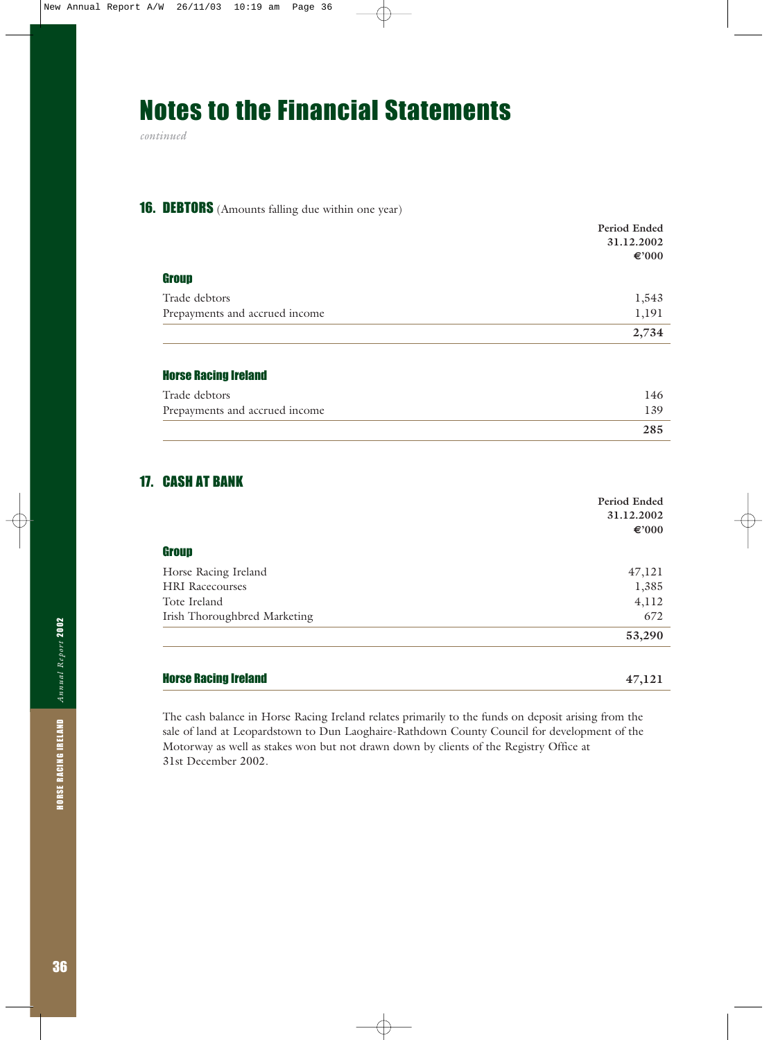# Notes to the Financial Statements

*continued*

## 16. DEBTORS (Amounts falling due within one year)

| | Period Ended 31.12.2002 €'000 |
|---|---|
| **Group** | |
| Trade debtors | 1,543 |
| Prepayments and accrued income | 1,191 |
| | **2,734** |
| **Horse Racing Ireland** | |
| Trade debtors | 146 |
| Prepayments and accrued income | 139 |
| | **285** |

## 17. CASH AT BANK

| | Period Ended 31.12.2002 €'000 |
|---|---|
| **Group** | |
| Horse Racing Ireland | 47,121 |
| HRI Racecourses | 1,385 |
| Tote Ireland | 4,112 |
| Irish Thoroughbred Marketing | 672 |
| | **53,290** |
| **Horse Racing Ireland** | **47,121** |

The cash balance in Horse Racing Ireland relates primarily to the funds on deposit arising from the sale of land at Leopardstown to Dun Laoghaire-Rathdown County Council for development of the Motorway as well as stakes won but not drawn down by clients of the Registry Office at 31st December 2002.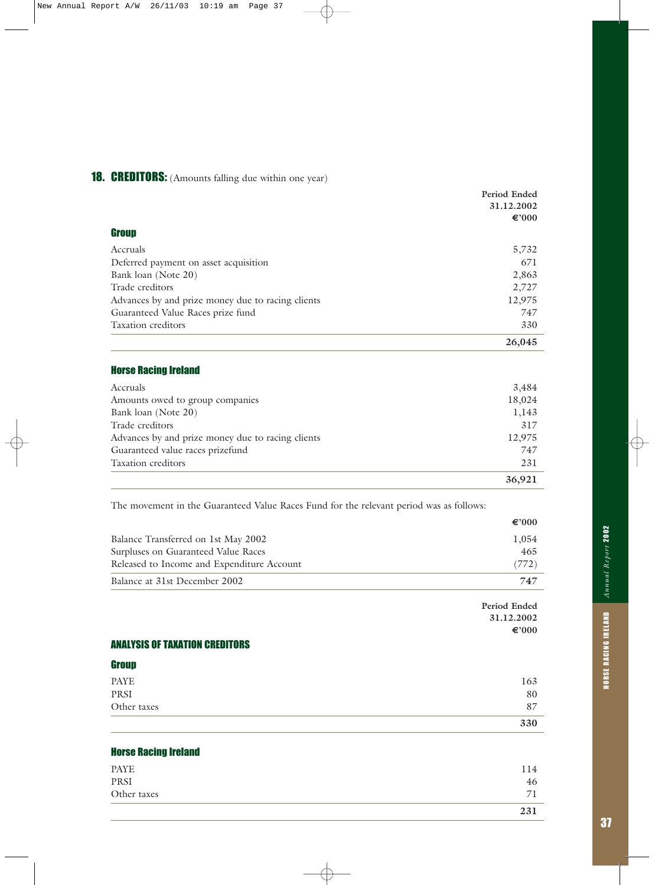## 18. CREDITORS: (Amounts falling due within one year)

| | Period Ended 31.12.2002 €'000 |
|---|---|
| **Group** | |
| Accruals | 5,732 |
| Deferred payment on asset acquisition | 671 |
| Bank loan (Note 20) | 2,863 |
| Trade creditors | 2,727 |
| Advances by and prize money due to racing clients | 12,975 |
| Guaranteed Value Races prize fund | 747 |
| Taxation creditors | 330 |
| | **26,045** |

| | |
|---|---|
| **Horse Racing Ireland** | |
| Accruals | 3,484 |
| Amounts owed to group companies | 18,024 |
| Bank loan (Note 20) | 1,143 |
| Trade creditors | 317 |
| Advances by and prize money due to racing clients | 12,975 |
| Guaranteed value races prizefund | 747 |
| Taxation creditors | 231 |
| | **36,921** |

The movement in the Guaranteed Value Races Fund for the relevant period was as follows:

| | €'000 |
|---|---|
| Balance Transferred on 1st May 2002 | 1,054 |
| Surpluses on Guaranteed Value Races | 465 |
| Released to Income and Expenditure Account | (772) |
| Balance at 31st December 2002 | **747** |

### ANALYSIS OF TAXATION CREDITORS

| | Period Ended 31.12.2002 €'000 |
|---|---|
| **Group** | |
| PAYE | 163 |
| PRSI | 80 |
| Other taxes | 87 |
| | **330** |

| | |
|---|---|
| **Horse Racing Ireland** | |
| PAYE | 114 |
| PRSI | 46 |
| Other taxes | 71 |
| | **231** |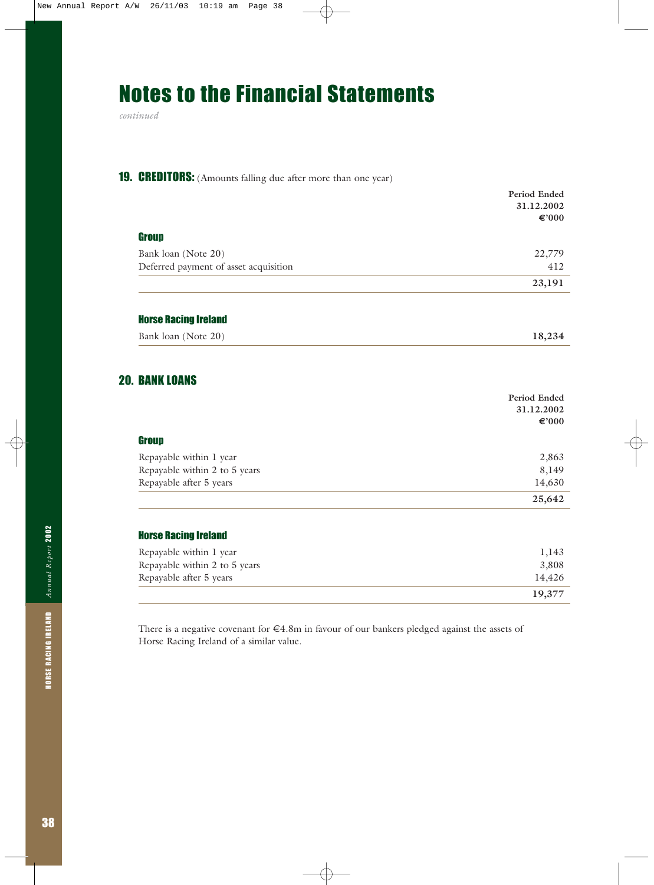# Notes to the Financial Statements

*continued*

## 19. CREDITORS: (Amounts falling due after more than one year)

| | Period Ended 31.12.2002 €'000 |
|---|---|
| **Group** | |
| Bank loan (Note 20) | 22,779 |
| Deferred payment of asset acquisition | 412 |
| | **23,191** |
| **Horse Racing Ireland** | |
| Bank loan (Note 20) | **18,234** |

## 20. BANK LOANS

| | Period Ended 31.12.2002 €'000 |
|---|---|
| **Group** | |
| Repayable within 1 year | 2,863 |
| Repayable within 2 to 5 years | 8,149 |
| Repayable after 5 years | 14,630 |
| | **25,642** |
| **Horse Racing Ireland** | |
| Repayable within 1 year | 1,143 |
| Repayable within 2 to 5 years | 3,808 |
| Repayable after 5 years | 14,426 |
| | **19,377** |

There is a negative covenant for €4.8m in favour of our bankers pledged against the assets of Horse Racing Ireland of a similar value.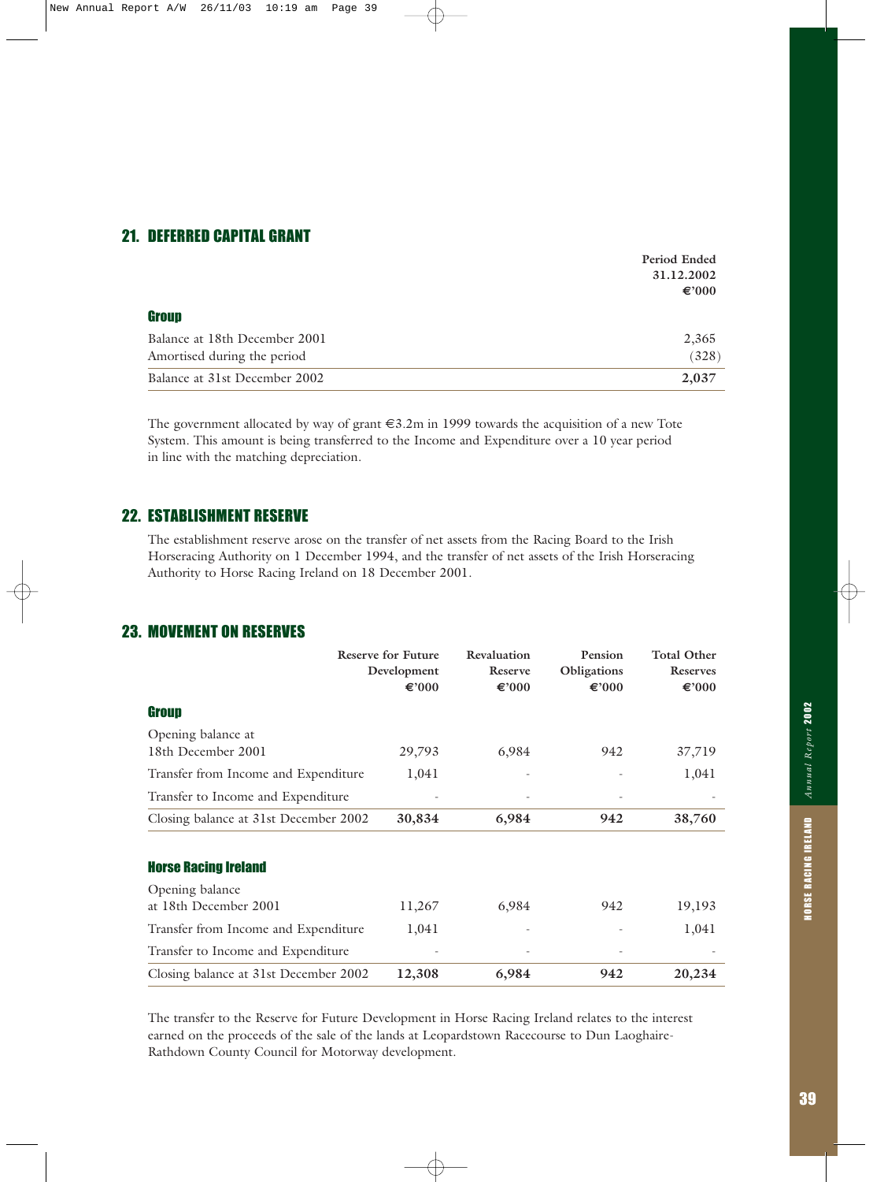## 21. DEFERRED CAPITAL GRANT

| | Period Ended 31.12.2002 €'000 |
|---|---|
| **Group** | |
| Balance at 18th December 2001 | 2,365 |
| Amortised during the period | (328) |
| Balance at 31st December 2002 | **2,037** |

The government allocated by way of grant €3.2m in 1999 towards the acquisition of a new Tote System. This amount is being transferred to the Income and Expenditure over a 10 year period in line with the matching depreciation.

## 22. ESTABLISHMENT RESERVE

The establishment reserve arose on the transfer of net assets from the Racing Board to the Irish Horseracing Authority on 1 December 1994, and the transfer of net assets of the Irish Horseracing Authority to Horse Racing Ireland on 18 December 2001.

## 23. MOVEMENT ON RESERVES

| | Reserve for Future Development €'000 | Revaluation Reserve €'000 | Pension Obligations €'000 | Total Other Reserves €'000 |
|---|---|---|---|---|
| **Group** | | | | |
| Opening balance at 18th December 2001 | 29,793 | 6,984 | 942 | 37,719 |
| Transfer from Income and Expenditure | 1,041 | - | - | 1,041 |
| Transfer to Income and Expenditure | - | - | - | - |
| Closing balance at 31st December 2002 | **30,834** | **6,984** | **942** | **38,760** |
| **Horse Racing Ireland** | | | | |
| Opening balance at 18th December 2001 | 11,267 | 6,984 | 942 | 19,193 |
| Transfer from Income and Expenditure | 1,041 | - | - | 1,041 |
| Transfer to Income and Expenditure | - | - | - | - |
| Closing balance at 31st December 2002 | **12,308** | **6,984** | **942** | **20,234** |

The transfer to the Reserve for Future Development in Horse Racing Ireland relates to the interest earned on the proceeds of the sale of the lands at Leopardstown Racecourse to Dun Laoghaire-Rathdown County Council for Motorway development.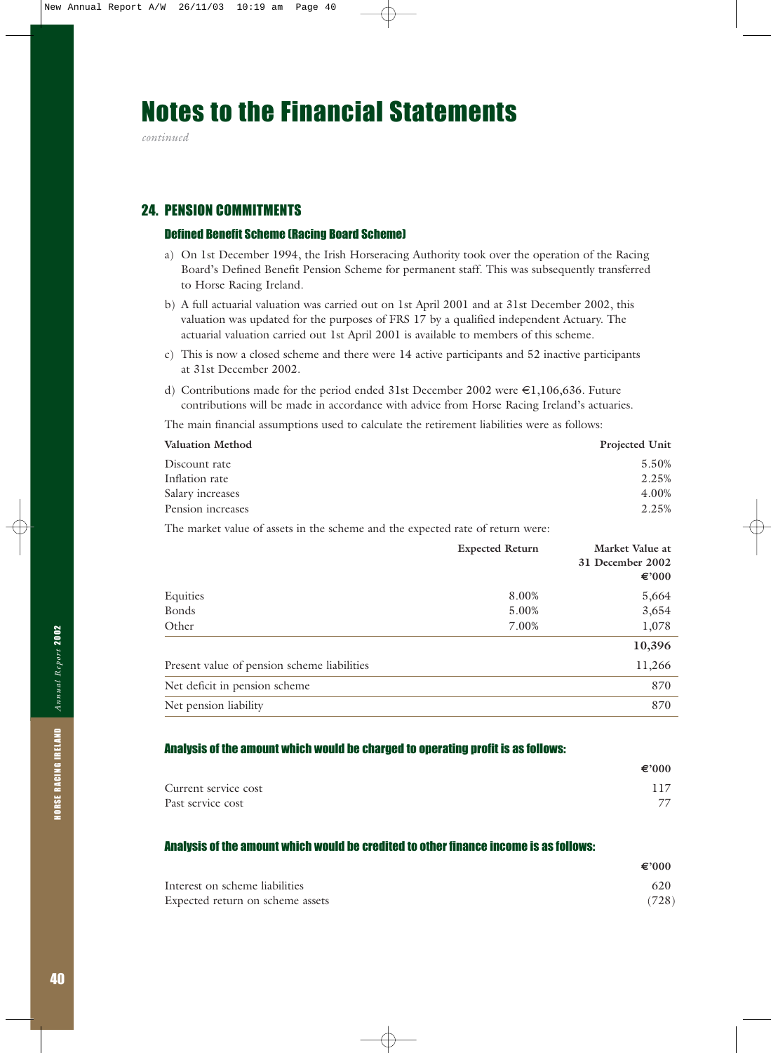# Notes to the Financial Statements

*continued*

## 24. PENSION COMMITMENTS

### Defined Benefit Scheme (Racing Board Scheme)

a) On 1st December 1994, the Irish Horseracing Authority took over the operation of the Racing Board's Defined Benefit Pension Scheme for permanent staff. This was subsequently transferred to Horse Racing Ireland.

b) A full actuarial valuation was carried out on 1st April 2001 and at 31st December 2002, this valuation was updated for the purposes of FRS 17 by a qualified independent Actuary. The actuarial valuation carried out 1st April 2001 is available to members of this scheme.

c) This is now a closed scheme and there were 14 active participants and 52 inactive participants at 31st December 2002.

d) Contributions made for the period ended 31st December 2002 were €1,106,636. Future contributions will be made in accordance with advice from Horse Racing Ireland's actuaries.

The main financial assumptions used to calculate the retirement liabilities were as follows:

| **Valuation Method** | **Projected Unit** |
|---|---|
| Discount rate | 5.50% |
| Inflation rate | 2.25% |
| Salary increases | 4.00% |
| Pension increases | 2.25% |

The market value of assets in the scheme and the expected rate of return were:

| | **Expected Return** | **Market Value at 31 December 2002 €'000** |
|---|---|---|
| Equities | 8.00% | 5,664 |
| Bonds | 5.00% | 3,654 |
| Other | 7.00% | 1,078 |
| | | **10,396** |
| Present value of pension scheme liabilities | | 11,266 |
| Net deficit in pension scheme | | 870 |
| Net pension liability | | 870 |

### Analysis of the amount which would be charged to operating profit is as follows:

| | **€'000** |
|---|---|
| Current service cost | 117 |
| Past service cost | 77 |

### Analysis of the amount which would be credited to other finance income is as follows:

| | **€'000** |
|---|---|
| Interest on scheme liabilities | 620 |
| Expected return on scheme assets | (728) |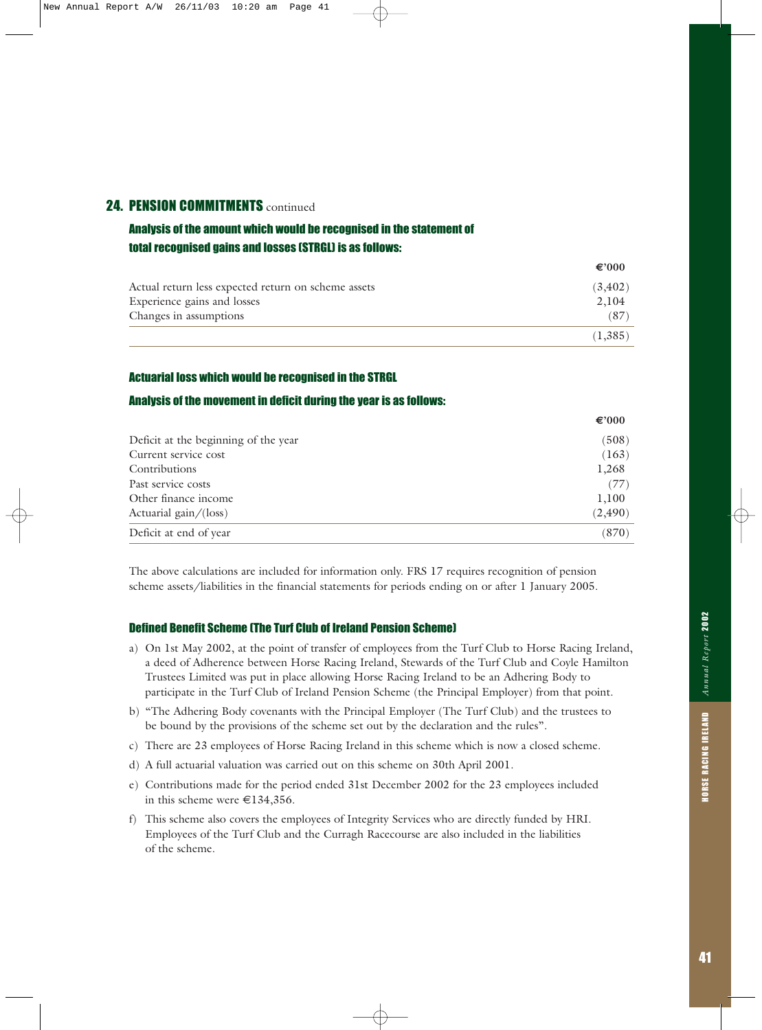## 24. PENSION COMMITMENTS continued

### Analysis of the amount which would be recognised in the statement of total recognised gains and losses (STRGL) is as follows:

| | €'000 |
|---|---|
| Actual return less expected return on scheme assets | (3,402) |
| Experience gains and losses | 2,104 |
| Changes in assumptions | (87) |
| | (1,385) |

### Actuarial loss which would be recognised in the STRGL

### Analysis of the movement in deficit during the year is as follows:

| | €'000 |
|---|---|
| Deficit at the beginning of the year | (508) |
| Current service cost | (163) |
| Contributions | 1,268 |
| Past service costs | (77) |
| Other finance income | 1,100 |
| Actuarial gain/(loss) | (2,490) |
| Deficit at end of year | (870) |

The above calculations are included for information only. FRS 17 requires recognition of pension scheme assets/liabilities in the financial statements for periods ending on or after 1 January 2005.

### Defined Benefit Scheme (The Turf Club of Ireland Pension Scheme)

a) On 1st May 2002, at the point of transfer of employees from the Turf Club to Horse Racing Ireland, a deed of Adherence between Horse Racing Ireland, Stewards of the Turf Club and Coyle Hamilton Trustees Limited was put in place allowing Horse Racing Ireland to be an Adhering Body to participate in the Turf Club of Ireland Pension Scheme (the Principal Employer) from that point.

b) "The Adhering Body covenants with the Principal Employer (The Turf Club) and the trustees to be bound by the provisions of the scheme set out by the declaration and the rules".

c) There are 23 employees of Horse Racing Ireland in this scheme which is now a closed scheme.

d) A full actuarial valuation was carried out on this scheme on 30th April 2001.

e) Contributions made for the period ended 31st December 2002 for the 23 employees included in this scheme were €134,356.

f) This scheme also covers the employees of Integrity Services who are directly funded by HRI. Employees of the Turf Club and the Curragh Racecourse are also included in the liabilities of the scheme.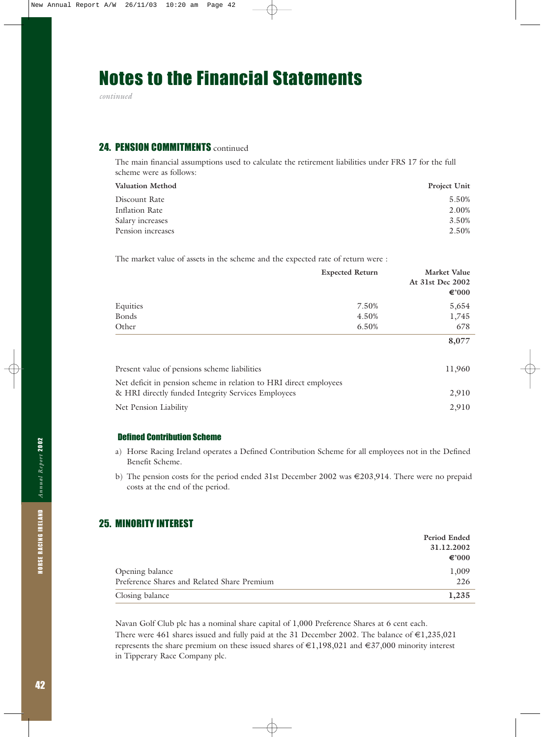# Notes to the Financial Statements

*continued*

## 24. PENSION COMMITMENTS continued

The main financial assumptions used to calculate the retirement liabilities under FRS 17 for the full scheme were as follows:

| Valuation Method | Project Unit |
|---|---|
| Discount Rate | 5.50% |
| Inflation Rate | 2.00% |
| Salary increases | 3.50% |
| Pension increases | 2.50% |

The market value of assets in the scheme and the expected rate of return were :

| | Expected Return | Market Value At 31st Dec 2002 €'000 |
|---|---|---|
| Equities | 7.50% | 5,654 |
| Bonds | 4.50% | 1,745 |
| Other | 6.50% | 678 |
| | | **8,077** |

| | |
|---|---|
| Present value of pensions scheme liabilities | 11,960 |
| Net deficit in pension scheme in relation to HRI direct employees & HRI directly funded Integrity Services Employees | 2,910 |
| Net Pension Liability | 2,910 |

### Defined Contribution Scheme

a) Horse Racing Ireland operates a Defined Contribution Scheme for all employees not in the Defined Benefit Scheme.

b) The pension costs for the period ended 31st December 2002 was €203,914. There were no prepaid costs at the end of the period.

## 25. MINORITY INTEREST

| | Period Ended 31.12.2002 €'000 |
|---|---|
| Opening balance | 1,009 |
| Preference Shares and Related Share Premium | 226 |
| Closing balance | **1,235** |

Navan Golf Club plc has a nominal share capital of 1,000 Preference Shares at 6 cent each. There were 461 shares issued and fully paid at the 31 December 2002. The balance of €1,235,021 represents the share premium on these issued shares of €1,198,021 and €37,000 minority interest in Tipperary Race Company plc.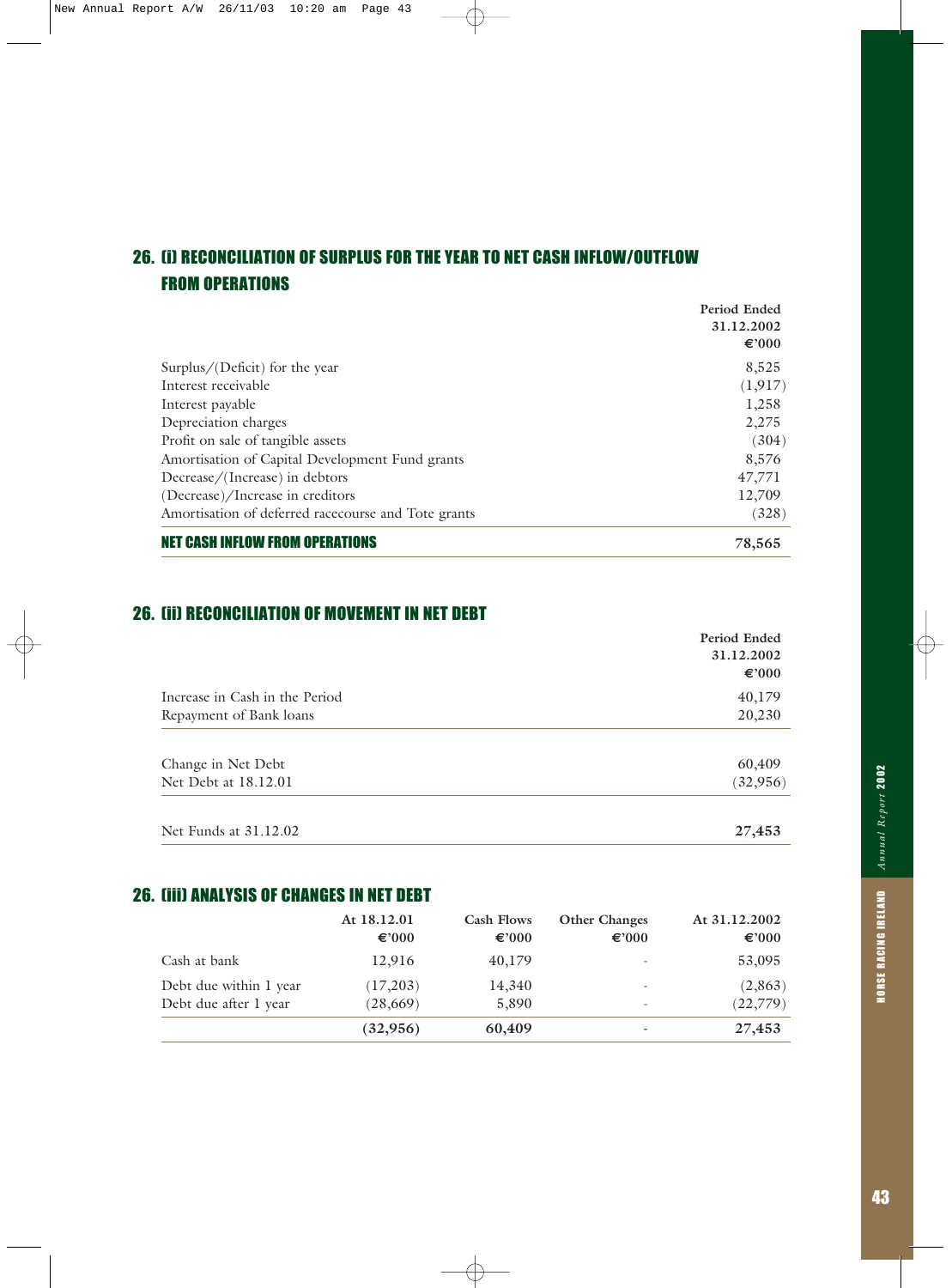## 26. (i) RECONCILIATION OF SURPLUS FOR THE YEAR TO NET CASH INFLOW/OUTFLOW FROM OPERATIONS

| | Period Ended 31.12.2002 €'000 |
|---|---|
| Surplus/(Deficit) for the year | 8,525 |
| Interest receivable | (1,917) |
| Interest payable | 1,258 |
| Depreciation charges | 2,275 |
| Profit on sale of tangible assets | (304) |
| Amortisation of Capital Development Fund grants | 8,576 |
| Decrease/(Increase) in debtors | 47,771 |
| (Decrease)/Increase in creditors | 12,709 |
| Amortisation of deferred racecourse and Tote grants | (328) |
| **NET CASH INFLOW FROM OPERATIONS** | **78,565** |

## 26. (ii) RECONCILIATION OF MOVEMENT IN NET DEBT

| | Period Ended 31.12.2002 €'000 |
|---|---|
| Increase in Cash in the Period | 40,179 |
| Repayment of Bank loans | 20,230 |
| Change in Net Debt | 60,409 |
| Net Debt at 18.12.01 | (32,956) |
| Net Funds at 31.12.02 | **27,453** |

## 26. (iii) ANALYSIS OF CHANGES IN NET DEBT

| | At 18.12.01 €'000 | Cash Flows €'000 | Other Changes €'000 | At 31.12.2002 €'000 |
|---|---|---|---|---|
| Cash at bank | 12,916 | 40,179 | - | 53,095 |
| Debt due within 1 year | (17,203) | 14,340 | - | (2,863) |
| Debt due after 1 year | (28,669) | 5,890 | - | (22,779) |
| | **(32,956)** | **60,409** | - | **27,453** |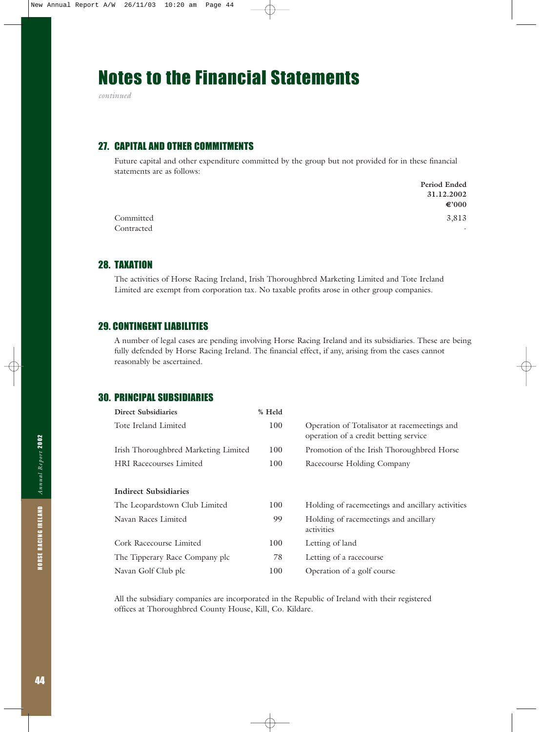# Notes to the Financial Statements

*continued*

## 27. CAPITAL AND OTHER COMMITMENTS

Future capital and other expenditure committed by the group but not provided for in these financial statements are as follows:

| | Period Ended 31.12.2002 €'000 |
|---|---|
| Committed | 3,813 |
| Contracted | - |

## 28. TAXATION

The activities of Horse Racing Ireland, Irish Thoroughbred Marketing Limited and Tote Ireland Limited are exempt from corporation tax. No taxable profits arose in other group companies.

## 29. CONTINGENT LIABILITIES

A number of legal cases are pending involving Horse Racing Ireland and its subsidiaries. These are being fully defended by Horse Racing Ireland. The financial effect, if any, arising from the cases cannot reasonably be ascertained.

## 30. PRINCIPAL SUBSIDIARIES

| Direct Subsidiaries | % Held | |
|---|---|---|
| Tote Ireland Limited | 100 | Operation of Totalisator at racemeetings and operation of a credit betting service |
| Irish Thoroughbred Marketing Limited | 100 | Promotion of the Irish Thoroughbred Horse |
| HRI Racecourses Limited | 100 | Racecourse Holding Company |
| **Indirect Subsidiaries** | | |
| The Leopardstown Club Limited | 100 | Holding of racemeetings and ancillary activities |
| Navan Races Limited | 99 | Holding of racemeetings and ancillary activities |
| Cork Racecourse Limited | 100 | Letting of land |
| The Tipperary Race Company plc | 78 | Letting of a racecourse |
| Navan Golf Club plc | 100 | Operation of a golf course |

All the subsidiary companies are incorporated in the Republic of Ireland with their registered offices at Thoroughbred County House, Kill, Co. Kildare.